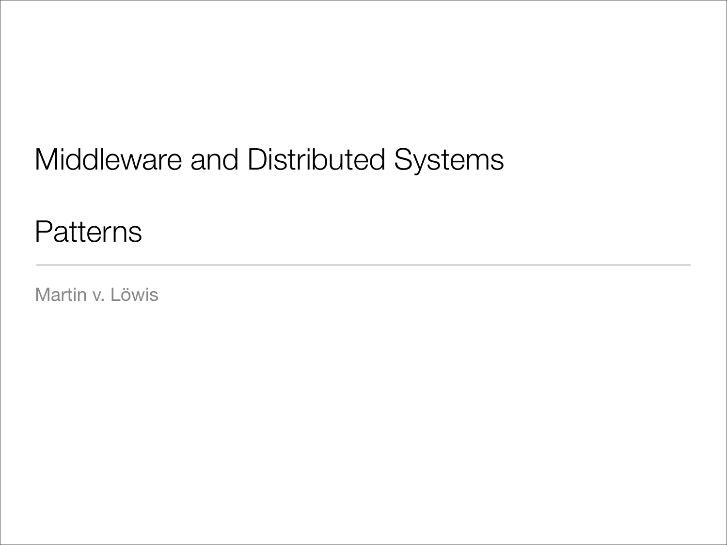# Middleware and Distributed Systems

## Patterns

Martin v. Löwis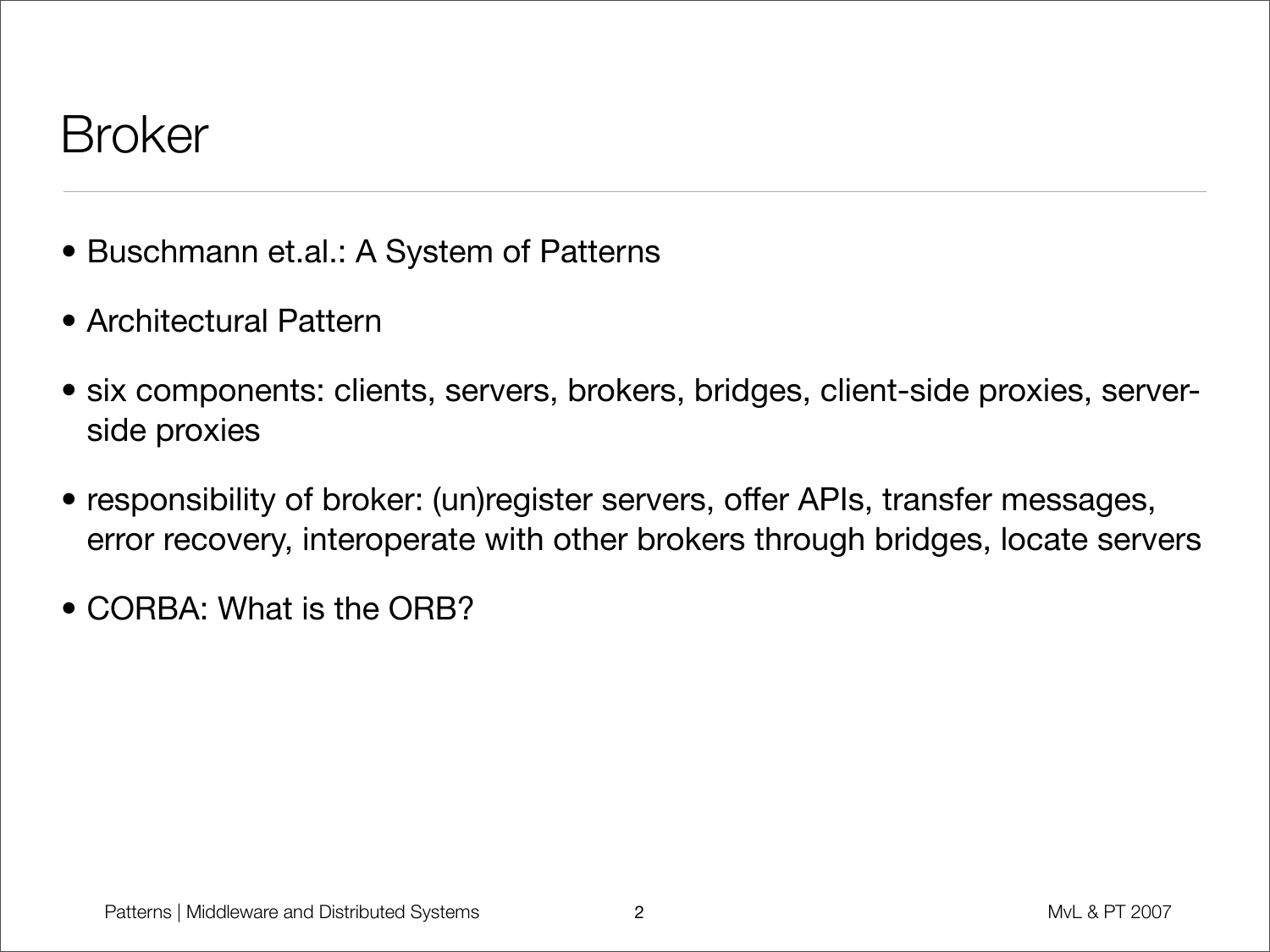# Broker

- Buschmann et.al.: A System of Patterns
- Architectural Pattern
- six components: clients, servers, brokers, bridges, client-side proxies, server-side proxies
- responsibility of broker: (un)register servers, offer APIs, transfer messages, error recovery, interoperate with other brokers through bridges, locate servers
- CORBA: What is the ORB?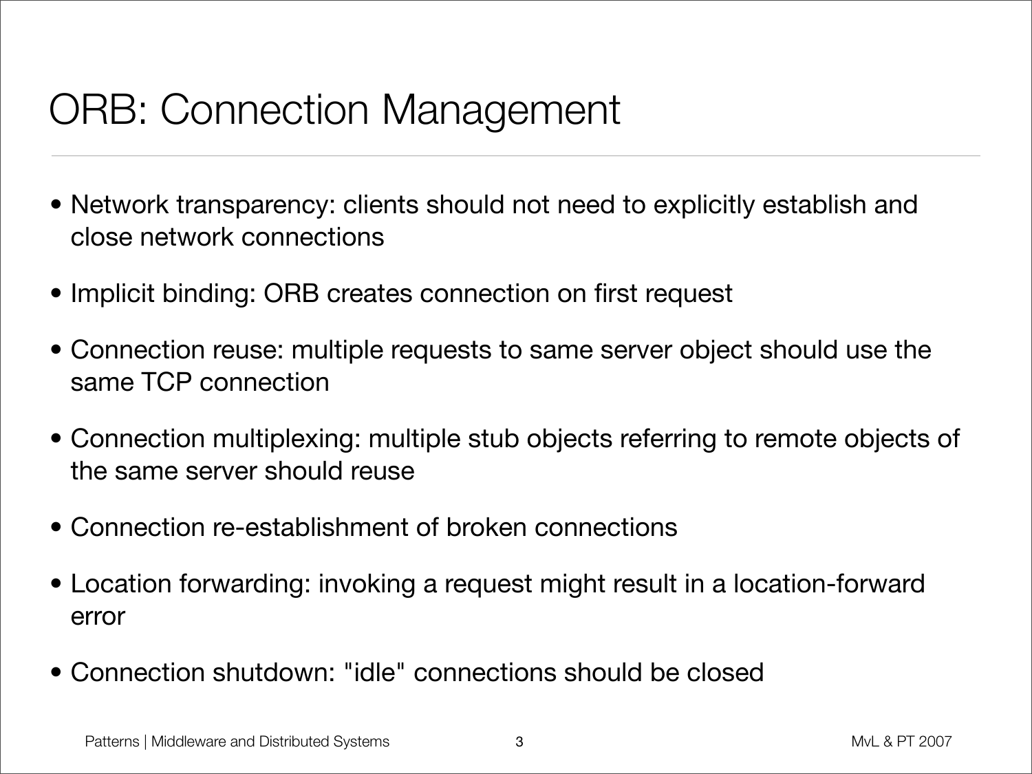# ORB: Connection Management

- Network transparency: clients should not need to explicitly establish and close network connections
- Implicit binding: ORB creates connection on first request
- Connection reuse: multiple requests to same server object should use the same TCP connection
- Connection multiplexing: multiple stub objects referring to remote objects of the same server should reuse
- Connection re-establishment of broken connections
- Location forwarding: invoking a request might result in a location-forward error
- Connection shutdown: "idle" connections should be closed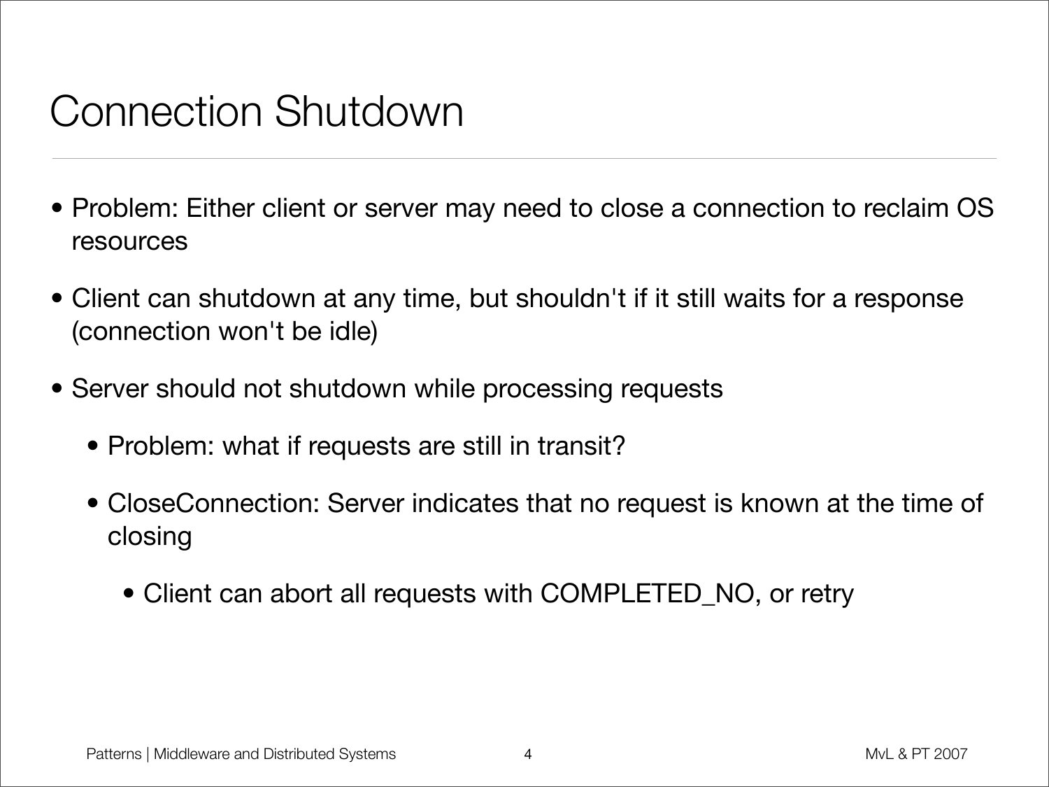# Connection Shutdown

- Problem: Either client or server may need to close a connection to reclaim OS resources
- Client can shutdown at any time, but shouldn't if it still waits for a response (connection won't be idle)
- Server should not shutdown while processing requests
  - Problem: what if requests are still in transit?
  - CloseConnection: Server indicates that no request is known at the time of closing
    - Client can abort all requests with COMPLETED_NO, or retry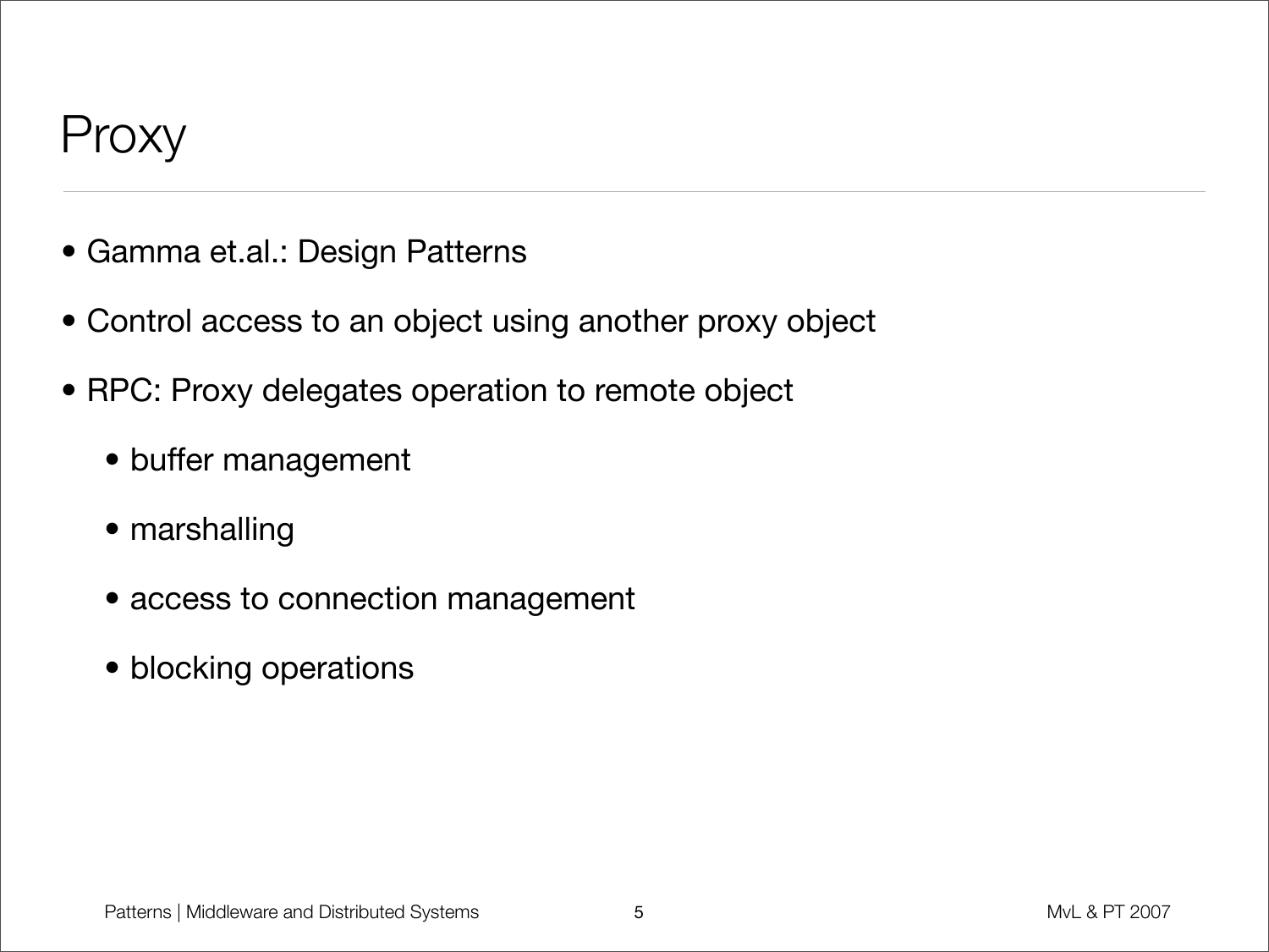# Proxy

- Gamma et.al.: Design Patterns
- Control access to an object using another proxy object
- RPC: Proxy delegates operation to remote object
  - buffer management
  - marshalling
  - access to connection management
  - blocking operations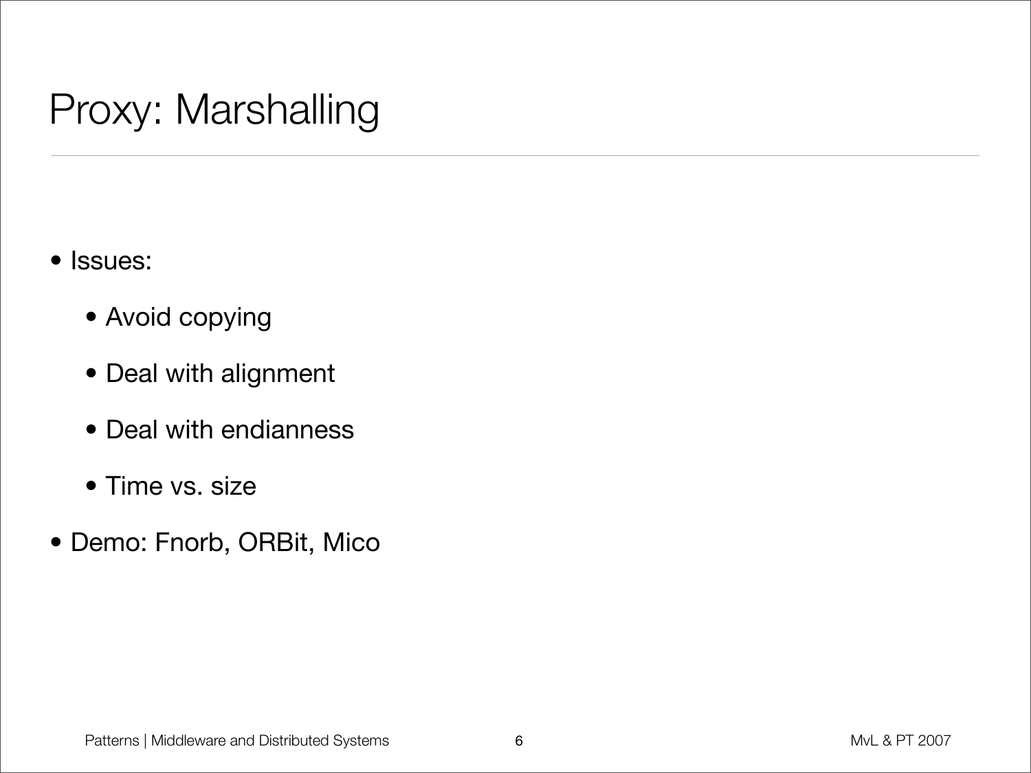# Proxy: Marshalling

- Issues:
  - Avoid copying
  - Deal with alignment
  - Deal with endianness
  - Time vs. size
- Demo: Fnorb, ORBit, Mico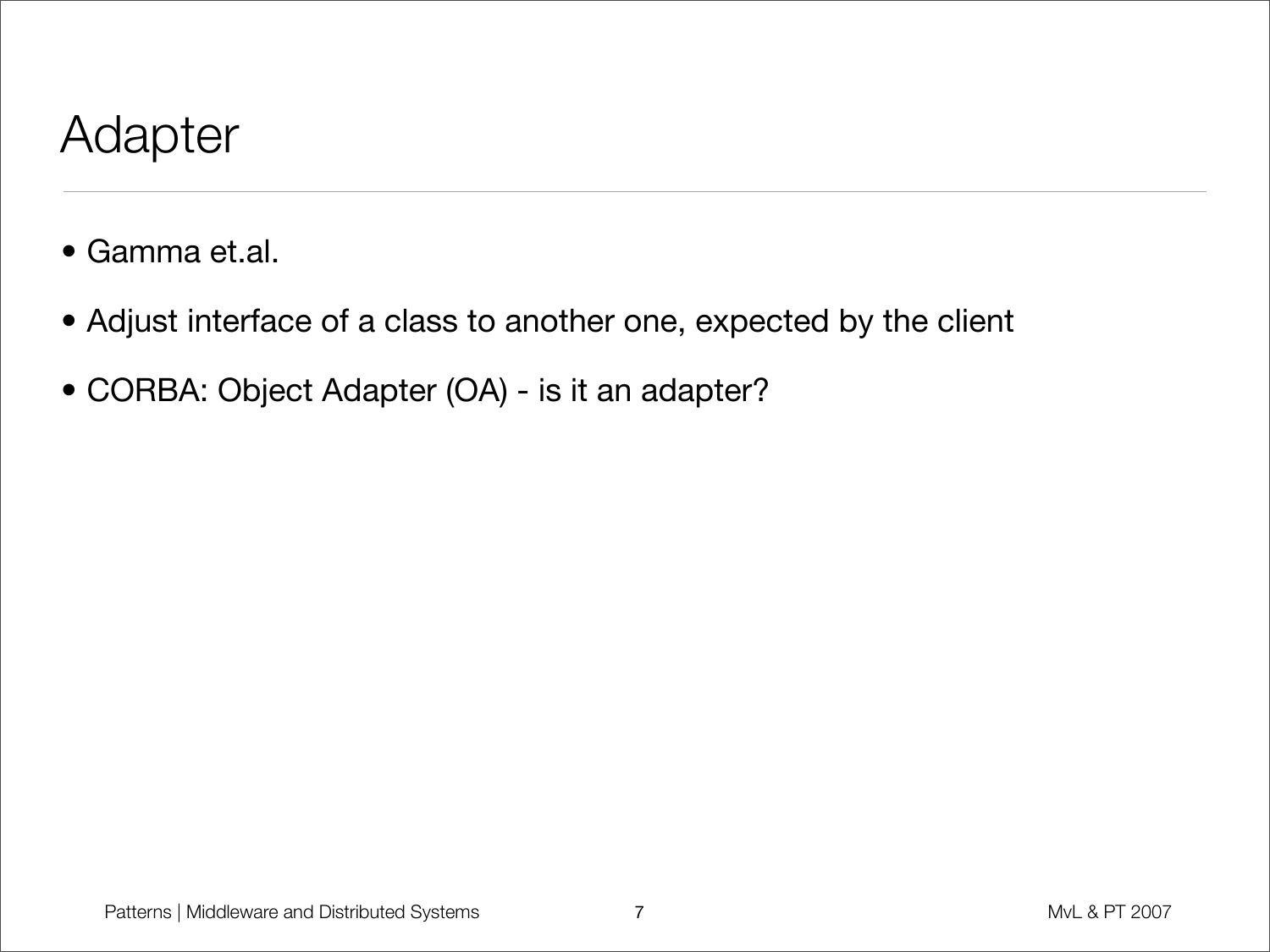# Adapter

- Gamma et.al.
- Adjust interface of a class to another one, expected by the client
- CORBA: Object Adapter (OA) - is it an adapter?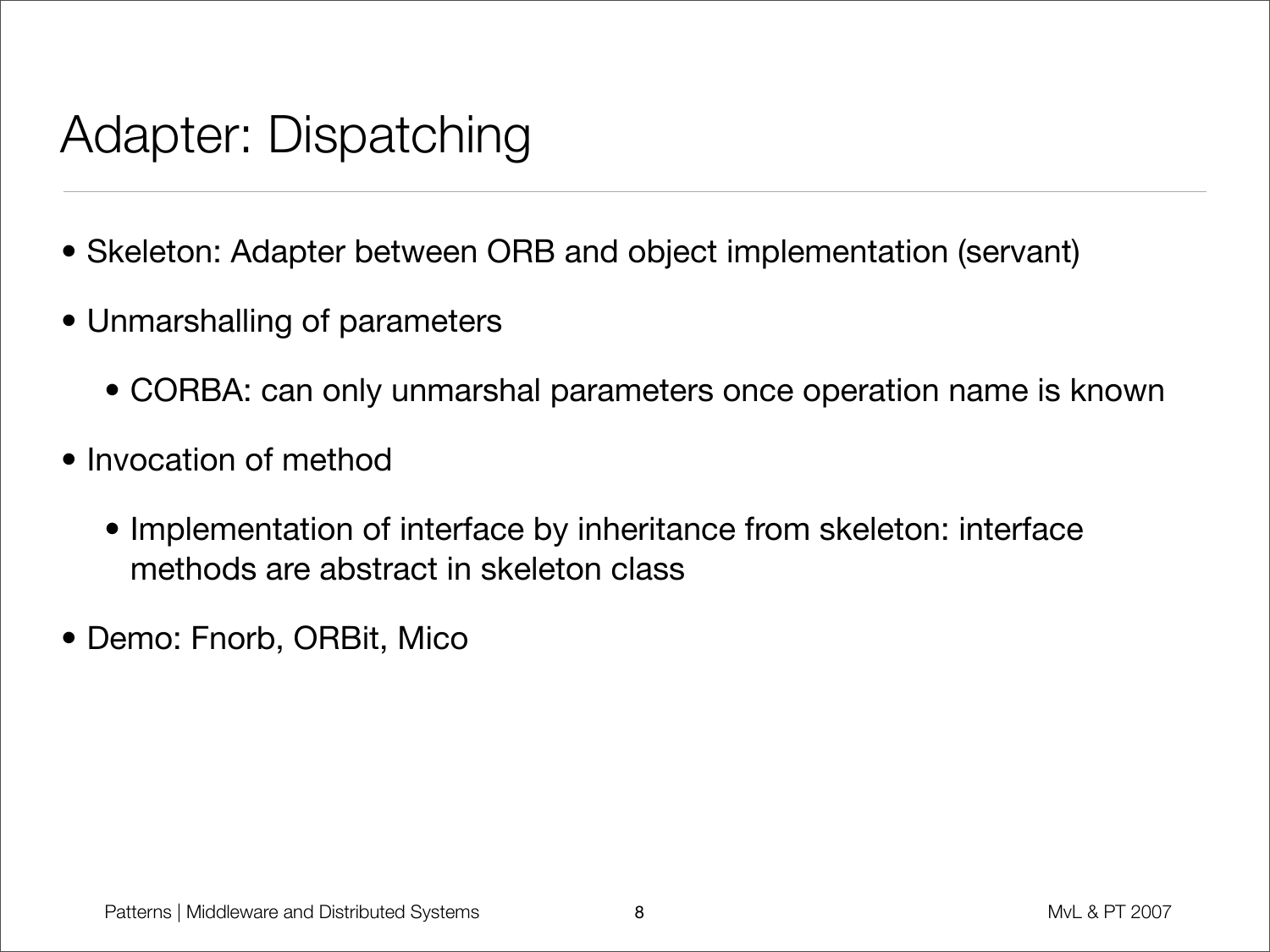# Adapter: Dispatching

- Skeleton: Adapter between ORB and object implementation (servant)
- Unmarshalling of parameters
  - CORBA: can only unmarshal parameters once operation name is known
- Invocation of method
  - Implementation of interface by inheritance from skeleton: interface methods are abstract in skeleton class
- Demo: Fnorb, ORBit, Mico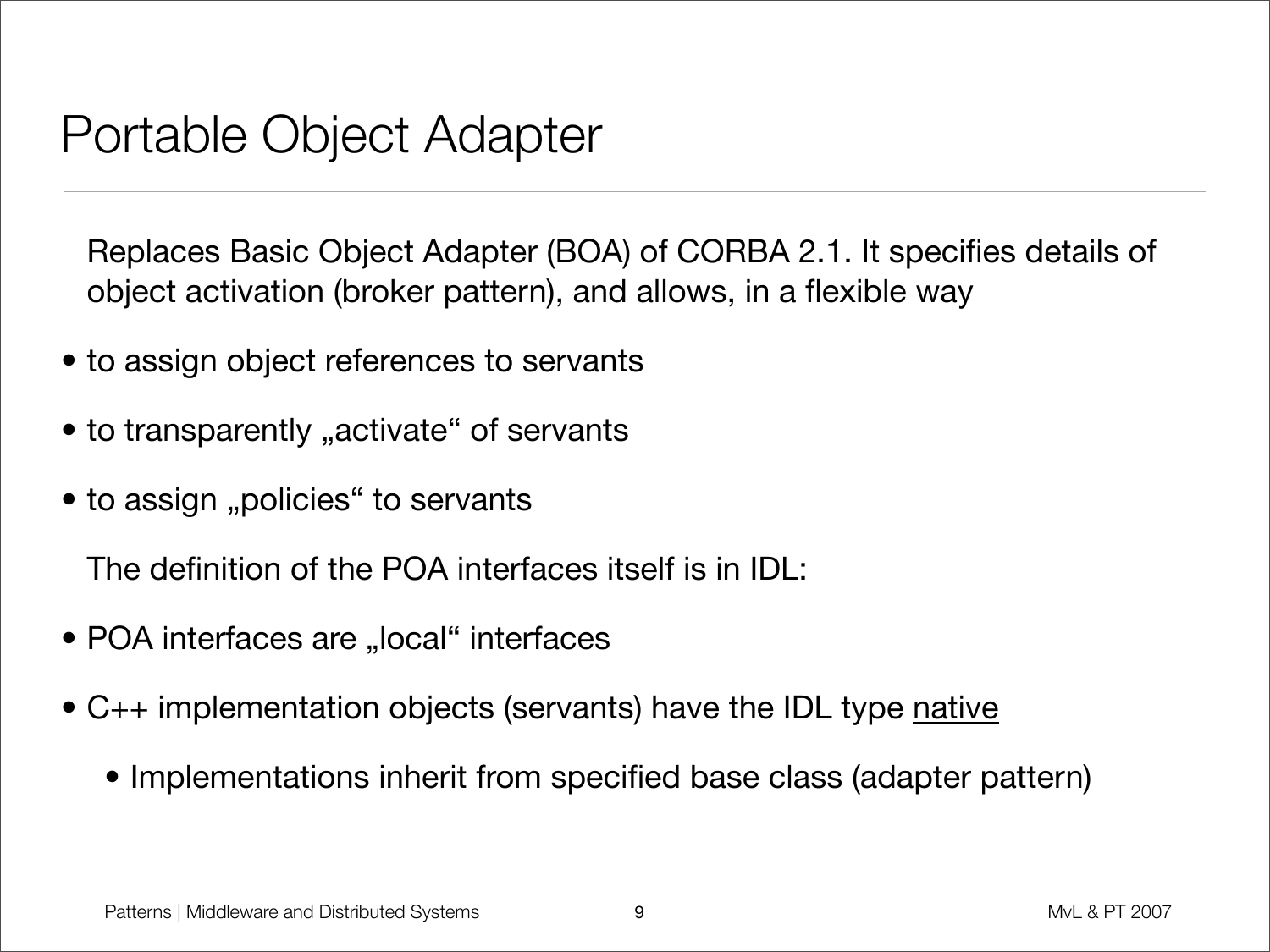# Portable Object Adapter

Replaces Basic Object Adapter (BOA) of CORBA 2.1. It specifies details of object activation (broker pattern), and allows, in a flexible way

- to assign object references to servants
- to transparently „activate“ of servants
- to assign „policies“ to servants

The definition of the POA interfaces itself is in IDL:

- POA interfaces are „local“ interfaces
- C++ implementation objects (servants) have the IDL type <u>native</u>
    - Implementations inherit from specified base class (adapter pattern)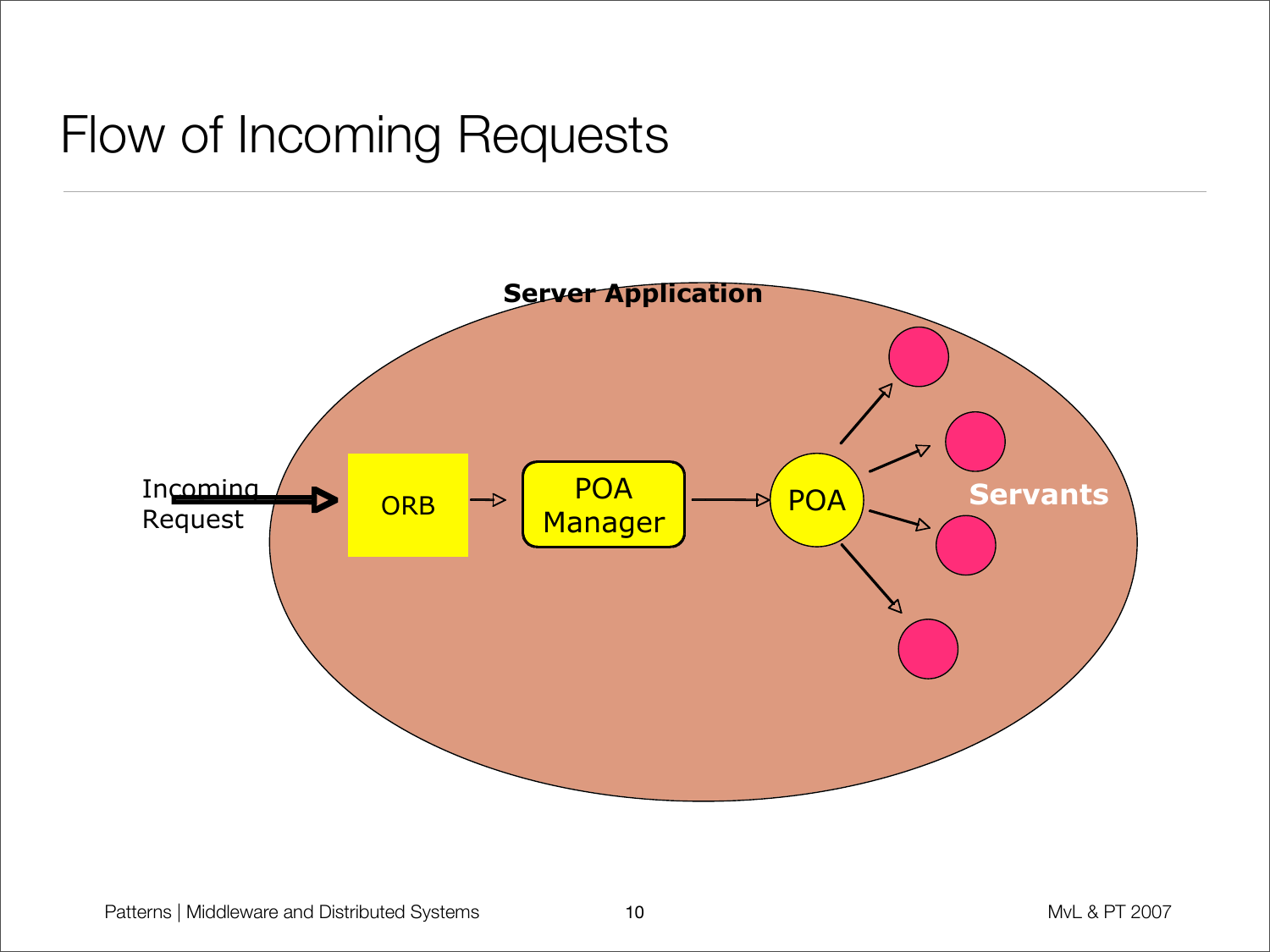# Flow of Incoming Requests

Server Application

Incoming Request

ORB

POA Manager

POA

Servants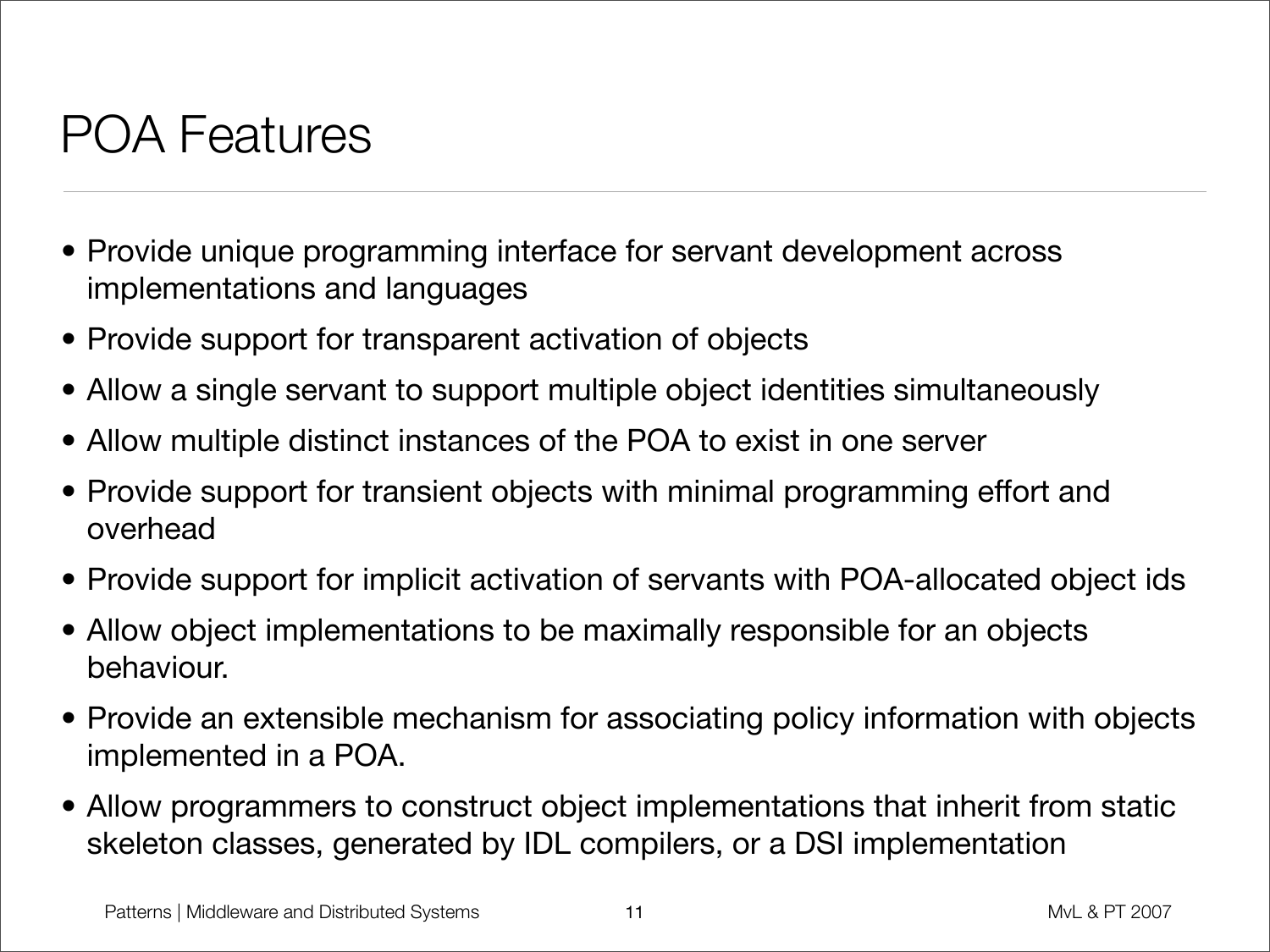# POA Features

- Provide unique programming interface for servant development across implementations and languages
- Provide support for transparent activation of objects
- Allow a single servant to support multiple object identities simultaneously
- Allow multiple distinct instances of the POA to exist in one server
- Provide support for transient objects with minimal programming effort and overhead
- Provide support for implicit activation of servants with POA-allocated object ids
- Allow object implementations to be maximally responsible for an objects behaviour.
- Provide an extensible mechanism for associating policy information with objects implemented in a POA.
- Allow programmers to construct object implementations that inherit from static skeleton classes, generated by IDL compilers, or a DSI implementation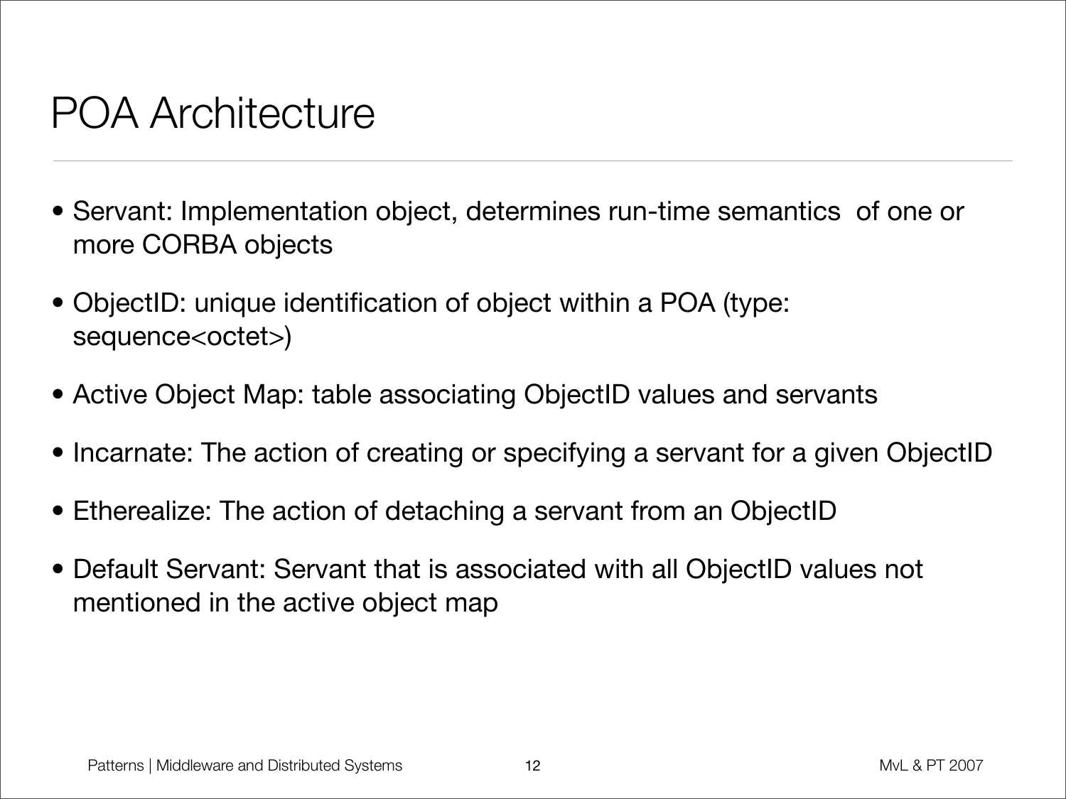# POA Architecture

- Servant: Implementation object, determines run-time semantics of one or more CORBA objects
- ObjectID: unique identification of object within a POA (type: sequence<octet>)
- Active Object Map: table associating ObjectID values and servants
- Incarnate: The action of creating or specifying a servant for a given ObjectID
- Etherealize: The action of detaching a servant from an ObjectID
- Default Servant: Servant that is associated with all ObjectID values not mentioned in the active object map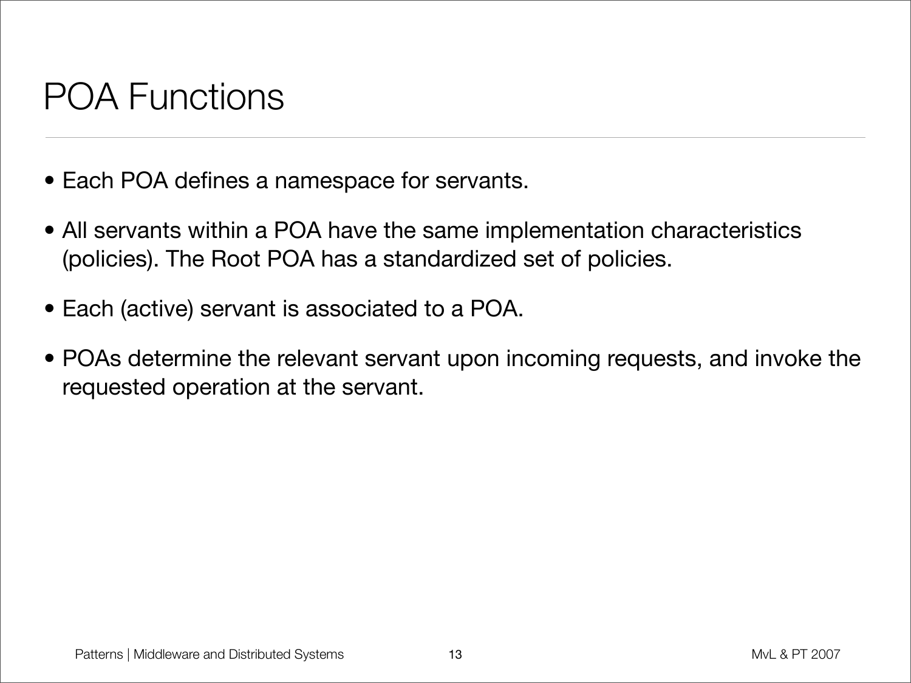# POA Functions

- Each POA defines a namespace for servants.
- All servants within a POA have the same implementation characteristics (policies). The Root POA has a standardized set of policies.
- Each (active) servant is associated to a POA.
- POAs determine the relevant servant upon incoming requests, and invoke the requested operation at the servant.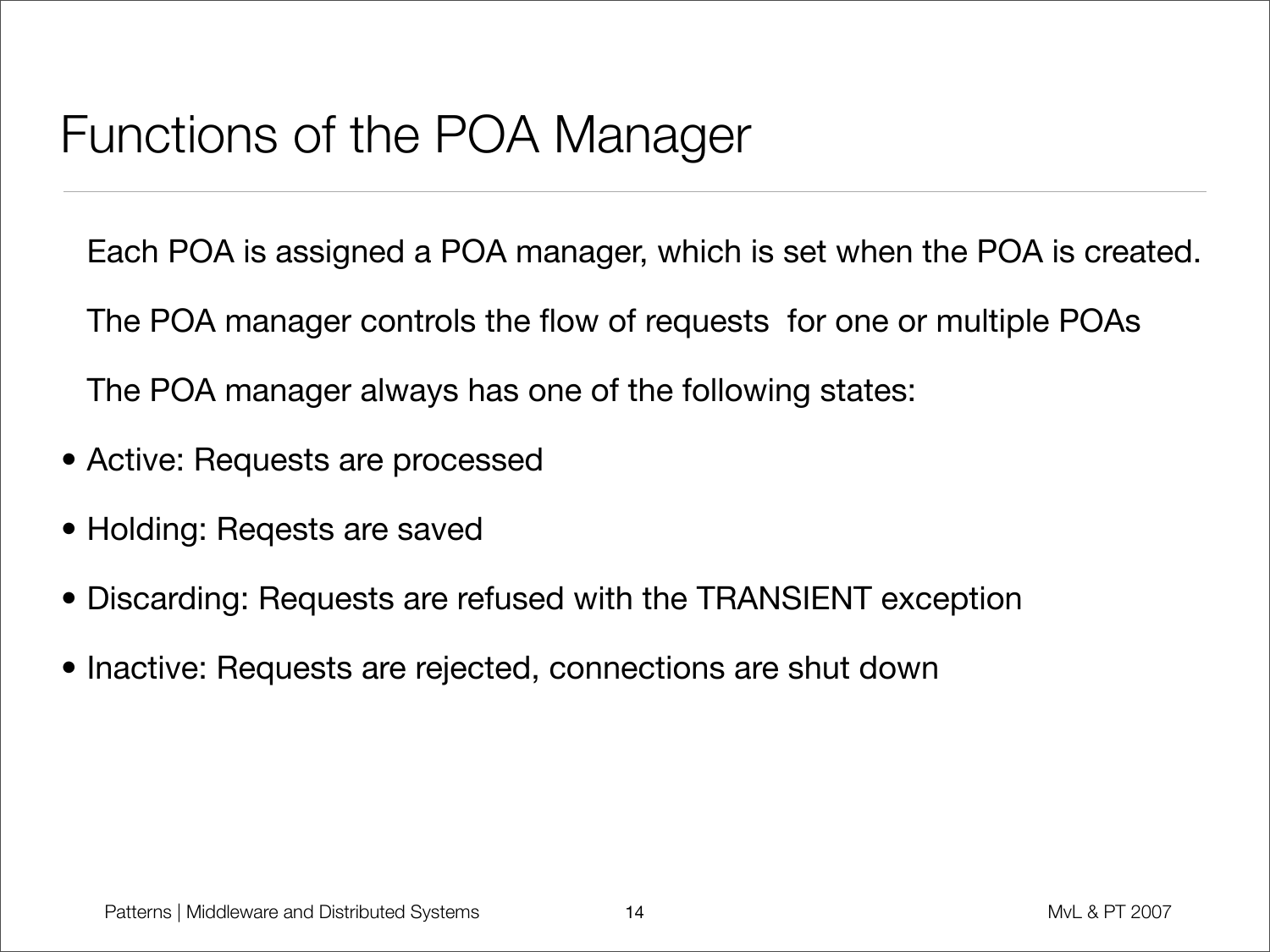# Functions of the POA Manager

Each POA is assigned a POA manager, which is set when the POA is created.

The POA manager controls the flow of requests for one or multiple POAs

The POA manager always has one of the following states:

- Active: Requests are processed
- Holding: Reqests are saved
- Discarding: Requests are refused with the TRANSIENT exception
- Inactive: Requests are rejected, connections are shut down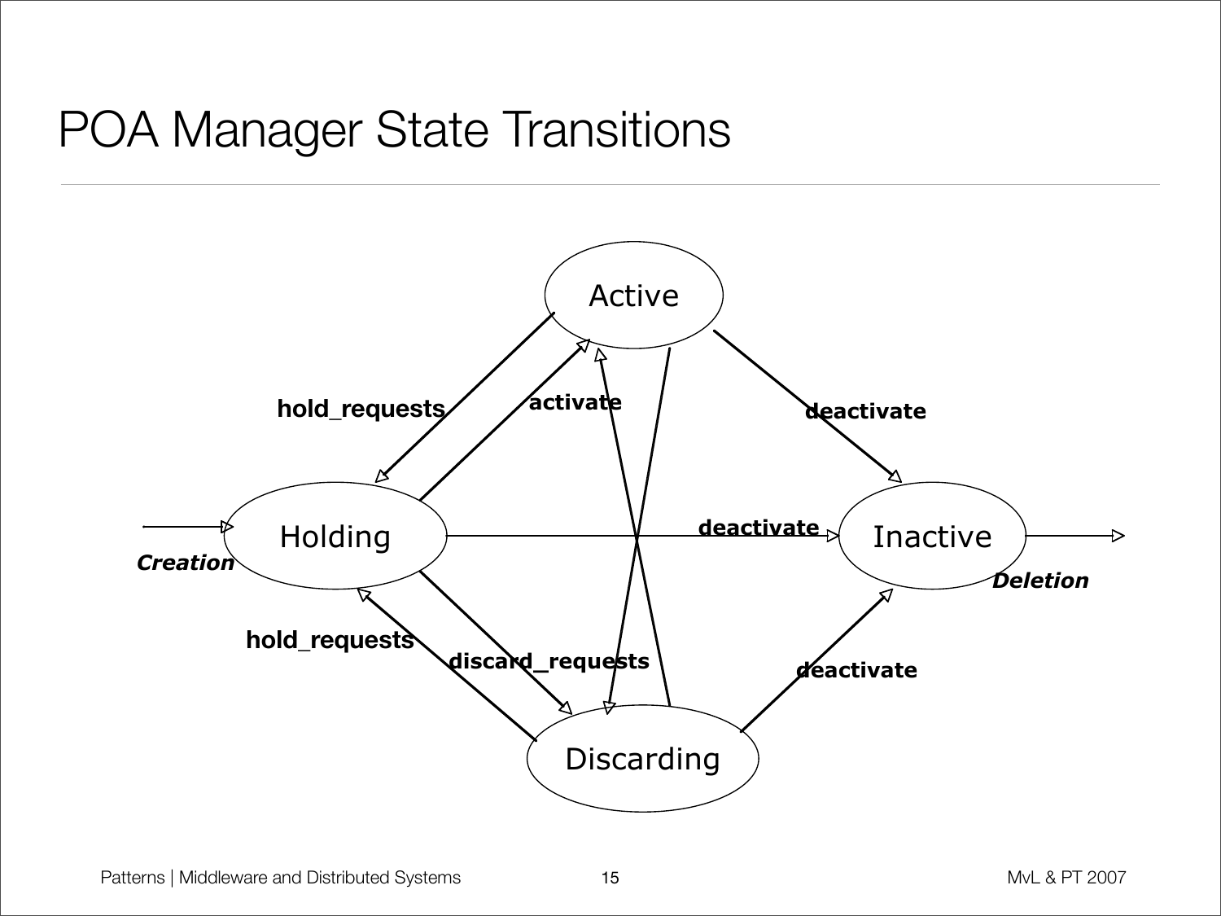# POA Manager State Transitions

Active

Holding

Inactive

Discarding

hold_requests

activate

deactivate

deactivate

Creation

Deletion

hold_requests

discard_requests

deactivate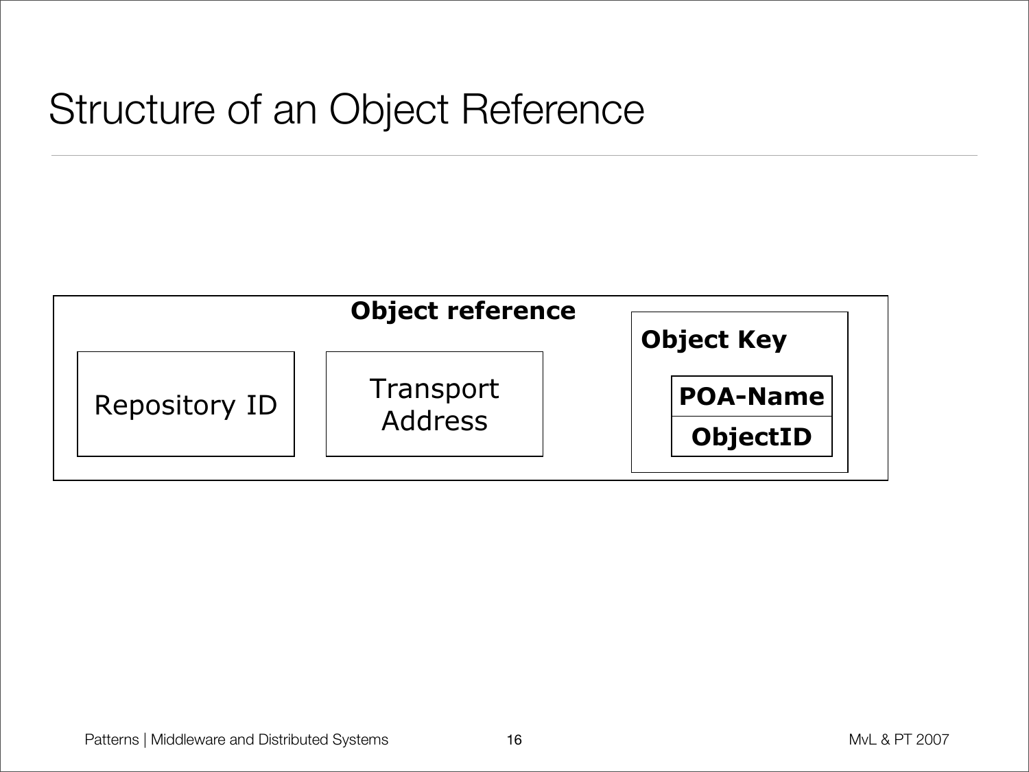# Structure of an Object Reference

**Object reference**

- Repository ID
- Transport Address
- **Object Key**
  - **POA-Name**
  - **ObjectID**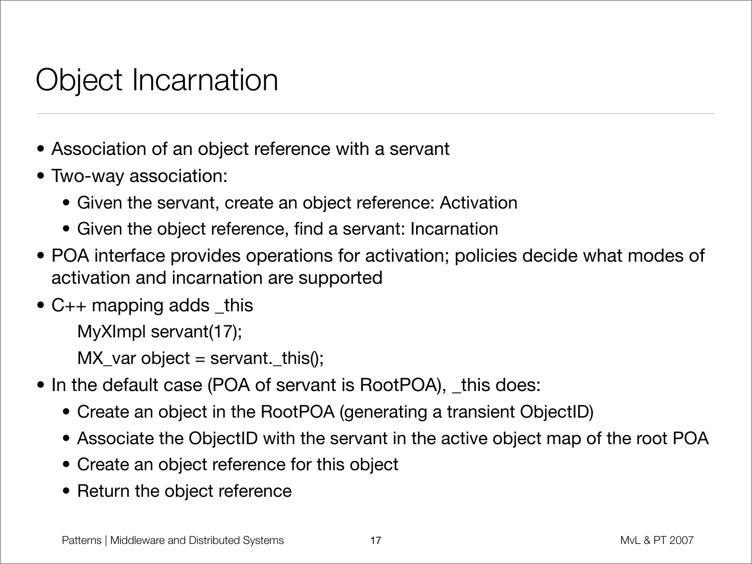# Object Incarnation

- Association of an object reference with a servant
- Two-way association:
  - Given the servant, create an object reference: Activation
  - Given the object reference, find a servant: Incarnation
- POA interface provides operations for activation; policies decide what modes of activation and incarnation are supported
- C++ mapping adds _this

```
MyXImpl servant(17);
MX_var object = servant._this();
```

- In the default case (POA of servant is RootPOA), _this does:
  - Create an object in the RootPOA (generating a transient ObjectID)
  - Associate the ObjectID with the servant in the active object map of the root POA
  - Create an object reference for this object
  - Return the object reference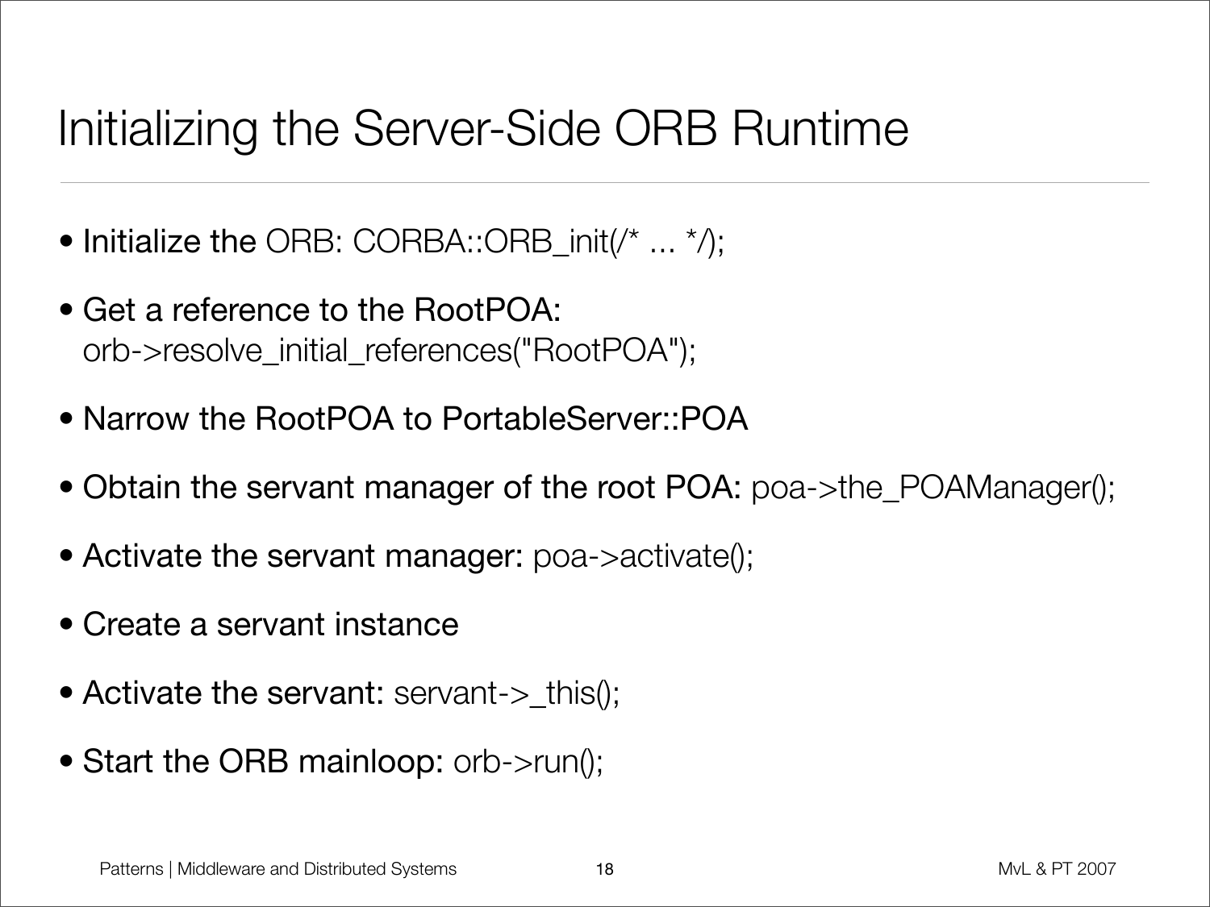# Initializing the Server-Side ORB Runtime

- Initialize the ORB: CORBA::ORB_init(/* ... */);
- Get a reference to the RootPOA: orb->resolve_initial_references("RootPOA");
- Narrow the RootPOA to PortableServer::POA
- Obtain the servant manager of the root POA: poa->the_POAManager();
- Activate the servant manager: poa->activate();
- Create a servant instance
- Activate the servant: servant->_this();
- Start the ORB mainloop: orb->run();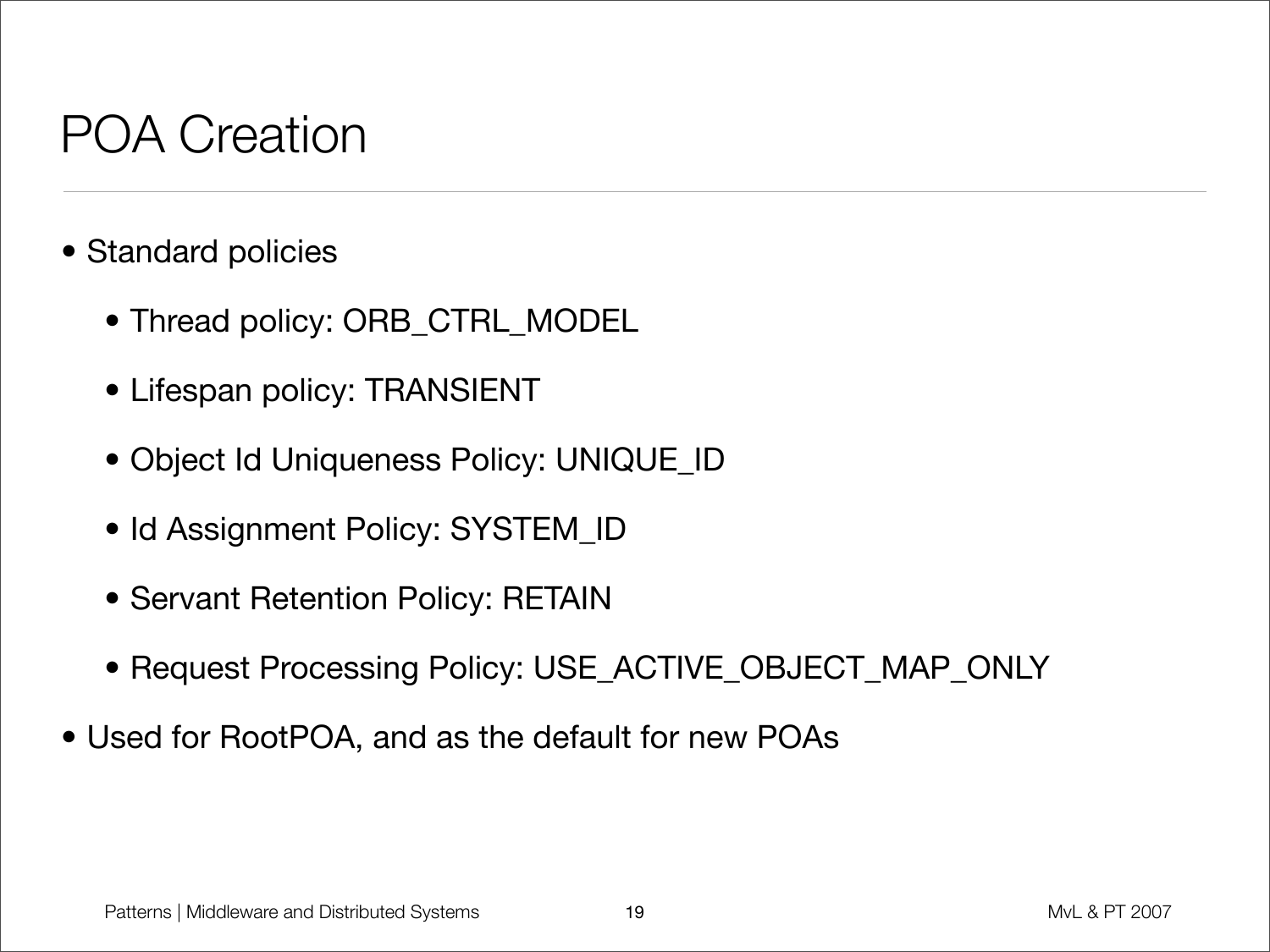# POA Creation

- Standard policies
  - Thread policy: ORB_CTRL_MODEL
  - Lifespan policy: TRANSIENT
  - Object Id Uniqueness Policy: UNIQUE_ID
  - Id Assignment Policy: SYSTEM_ID
  - Servant Retention Policy: RETAIN
  - Request Processing Policy: USE_ACTIVE_OBJECT_MAP_ONLY
- Used for RootPOA, and as the default for new POAs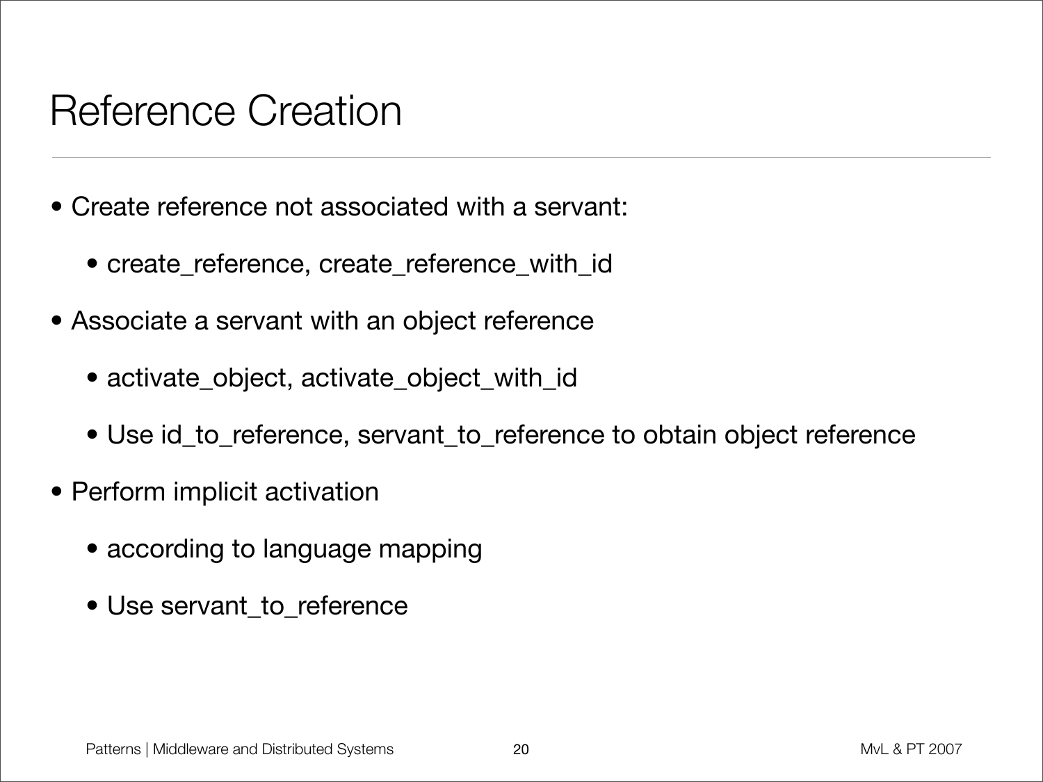# Reference Creation

- Create reference not associated with a servant:
  - create_reference, create_reference_with_id
- Associate a servant with an object reference
  - activate_object, activate_object_with_id
  - Use id_to_reference, servant_to_reference to obtain object reference
- Perform implicit activation
  - according to language mapping
  - Use servant_to_reference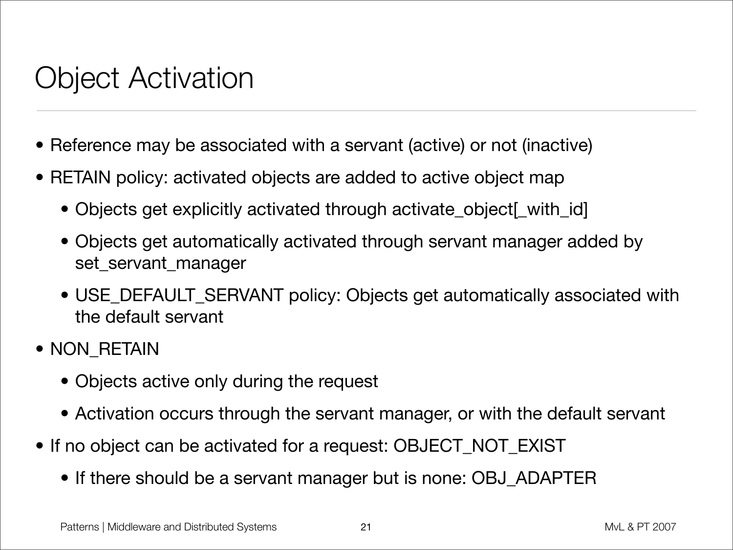# Object Activation

- Reference may be associated with a servant (active) or not (inactive)
- RETAIN policy: activated objects are added to active object map
  - Objects get explicitly activated through activate_object[_with_id]
  - Objects get automatically activated through servant manager added by set_servant_manager
  - USE_DEFAULT_SERVANT policy: Objects get automatically associated with the default servant
- NON_RETAIN
  - Objects active only during the request
  - Activation occurs through the servant manager, or with the default servant
- If no object can be activated for a request: OBJECT_NOT_EXIST
  - If there should be a servant manager but is none: OBJ_ADAPTER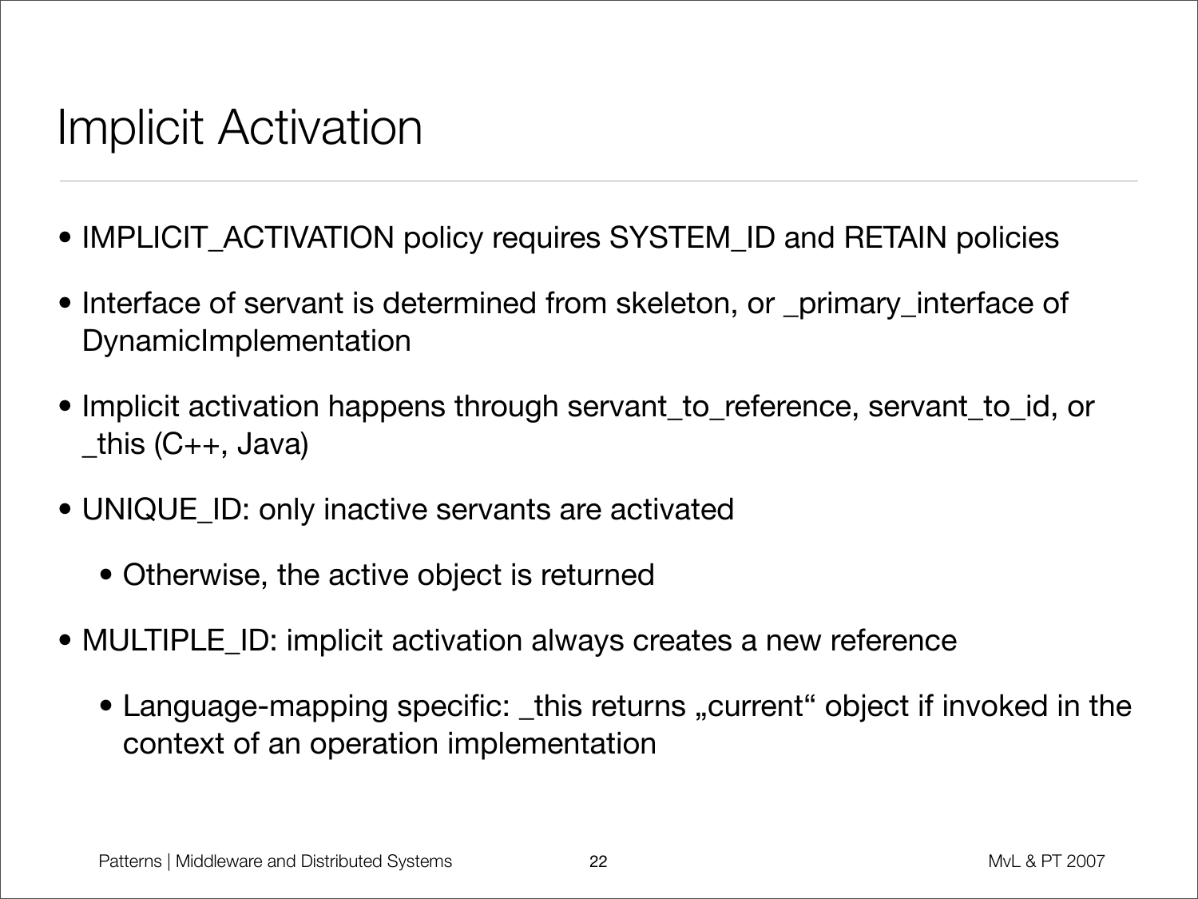# Implicit Activation

- IMPLICIT_ACTIVATION policy requires SYSTEM_ID and RETAIN policies
- Interface of servant is determined from skeleton, or _primary_interface of DynamicImplementation
- Implicit activation happens through servant_to_reference, servant_to_id, or _this (C++, Java)
- UNIQUE_ID: only inactive servants are activated
  - Otherwise, the active object is returned
- MULTIPLE_ID: implicit activation always creates a new reference
  - Language-mapping specific: _this returns „current“ object if invoked in the context of an operation implementation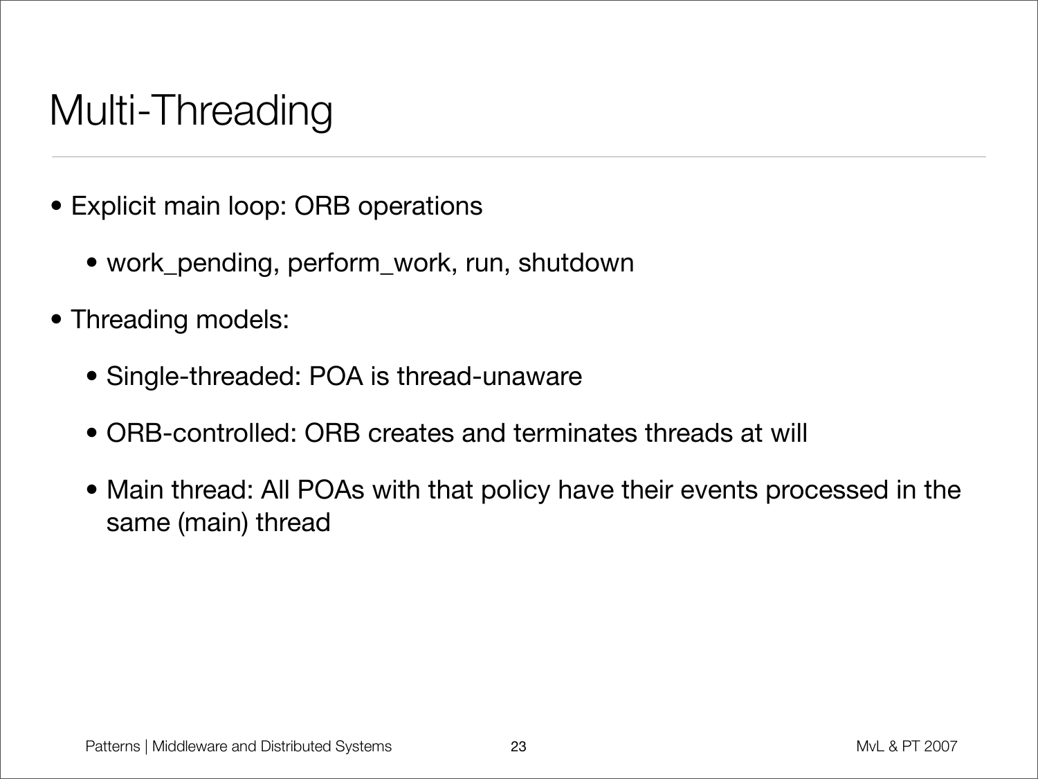# Multi-Threading

- Explicit main loop: ORB operations
  - work_pending, perform_work, run, shutdown
- Threading models:
  - Single-threaded: POA is thread-unaware
  - ORB-controlled: ORB creates and terminates threads at will
  - Main thread: All POAs with that policy have their events processed in the same (main) thread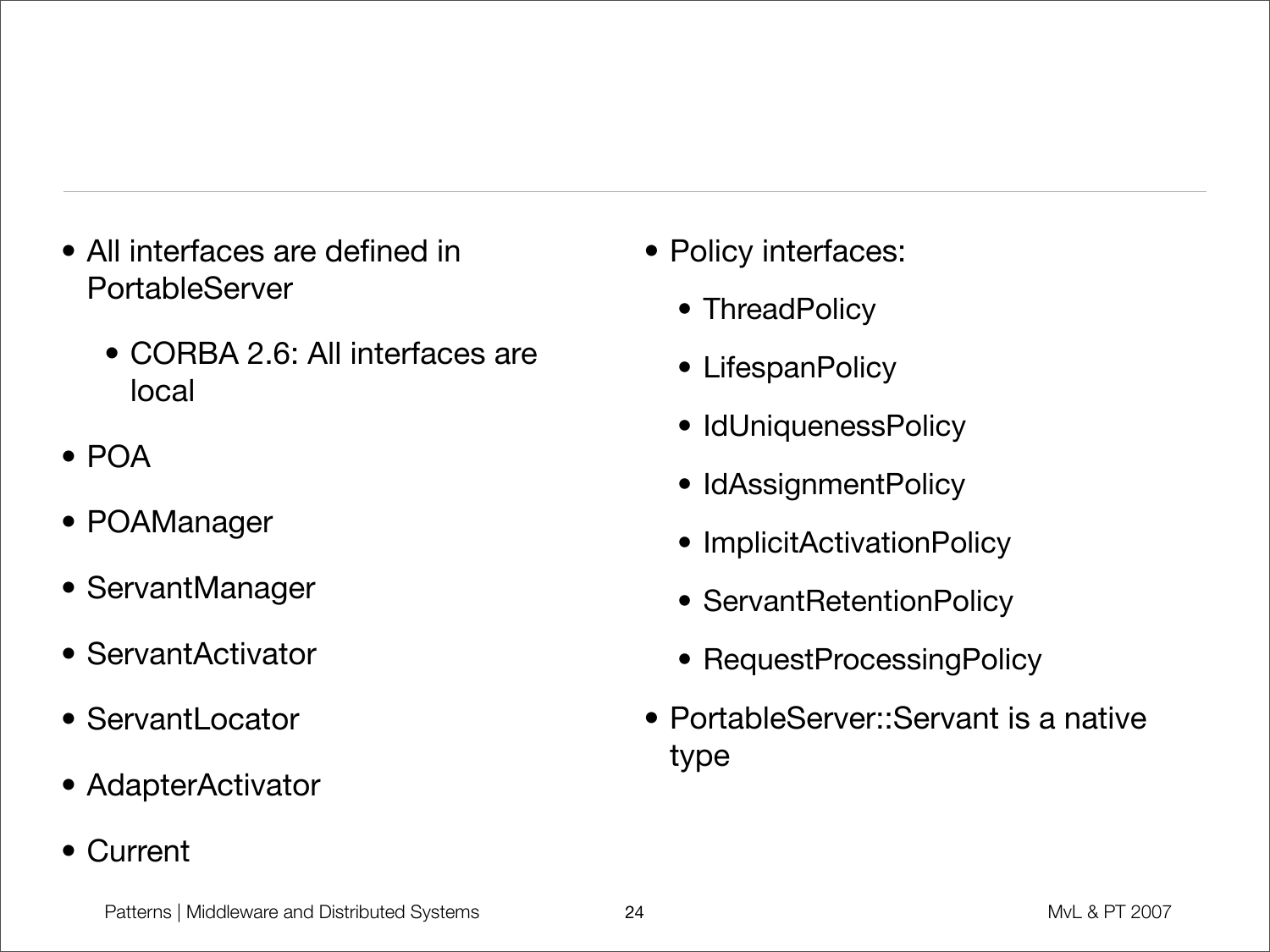- All interfaces are defined in PortableServer
  - CORBA 2.6: All interfaces are local
- POA
- POAManager
- ServantManager
- ServantActivator
- ServantLocator
- AdapterActivator
- Current
- Policy interfaces:
  - ThreadPolicy
  - LifespanPolicy
  - IdUniquenessPolicy
  - IdAssignmentPolicy
  - ImplicitActivationPolicy
  - ServantRetentionPolicy
  - RequestProcessingPolicy
- PortableServer::Servant is a native type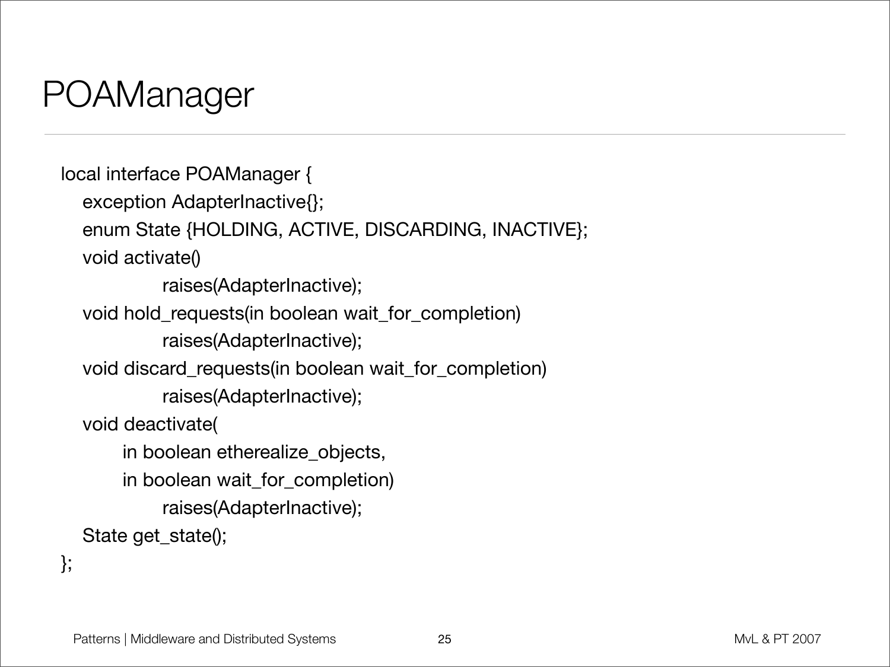# POAManager

```
local interface POAManager {
   exception AdapterInactive{};
   enum State {HOLDING, ACTIVE, DISCARDING, INACTIVE};
   void activate()
            raises(AdapterInactive);
   void hold_requests(in boolean wait_for_completion)
            raises(AdapterInactive);
   void discard_requests(in boolean wait_for_completion)
            raises(AdapterInactive);
   void deactivate(
         in boolean etherealize_objects,
         in boolean wait_for_completion)
            raises(AdapterInactive);
   State get_state();
};
```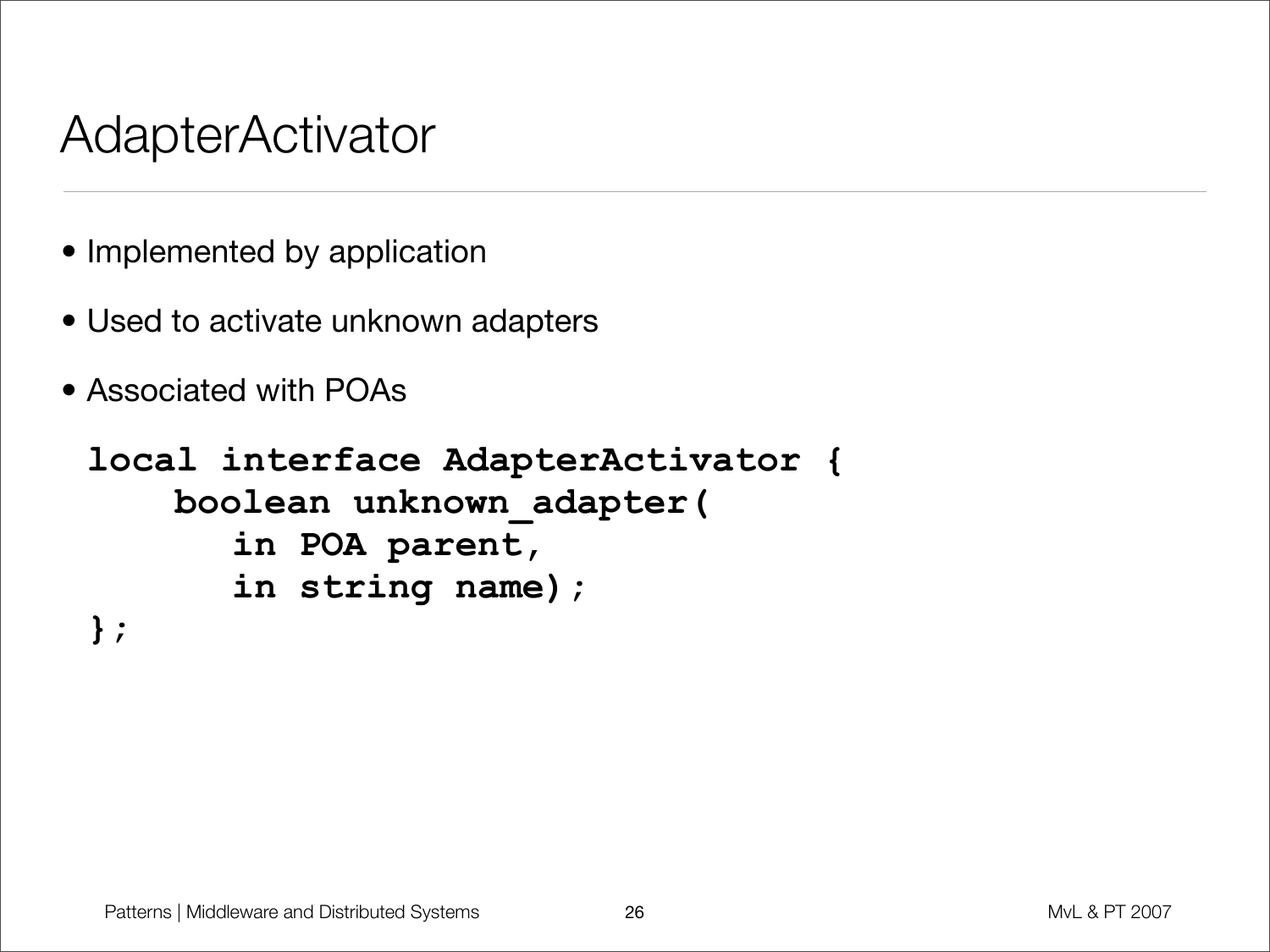# AdapterActivator

- Implemented by application
- Used to activate unknown adapters
- Associated with POAs

```
local interface AdapterActivator {
    boolean unknown_adapter(
       in POA parent,
       in string name);
};
```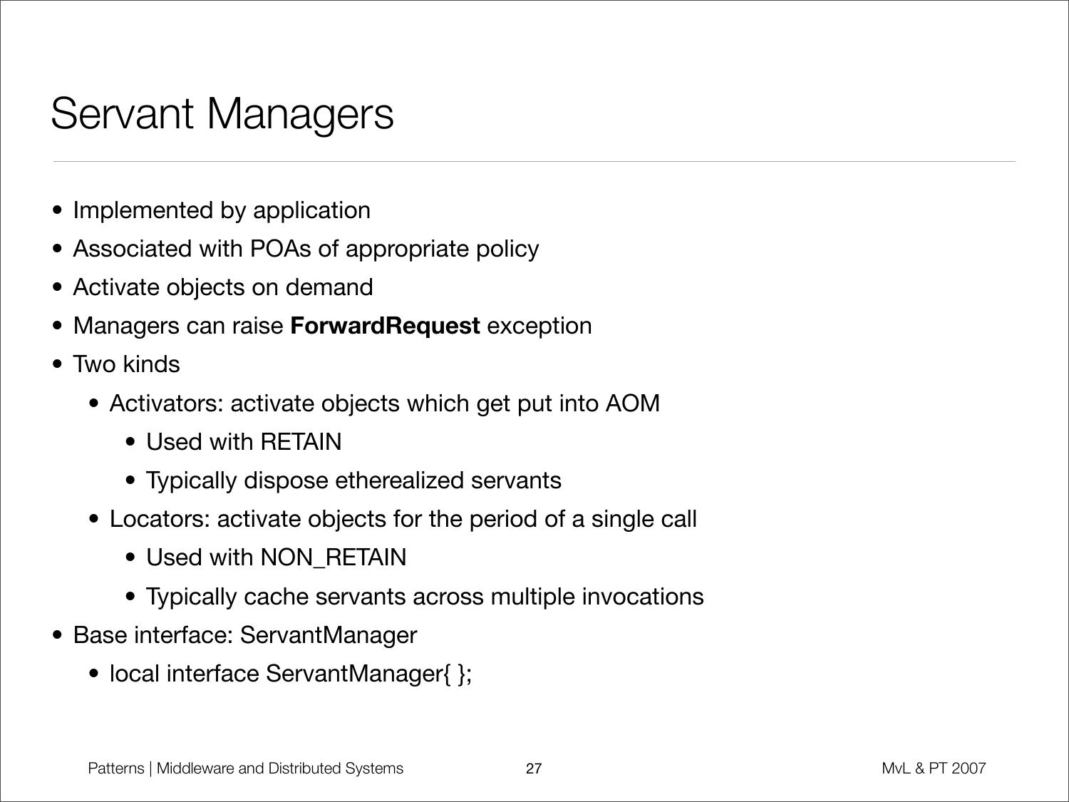# Servant Managers

- Implemented by application
- Associated with POAs of appropriate policy
- Activate objects on demand
- Managers can raise **ForwardRequest** exception
- Two kinds
  - Activators: activate objects which get put into AOM
    - Used with RETAIN
    - Typically dispose etherealized servants
  - Locators: activate objects for the period of a single call
    - Used with NON_RETAIN
    - Typically cache servants across multiple invocations
- Base interface: ServantManager
  - local interface ServantManager{ };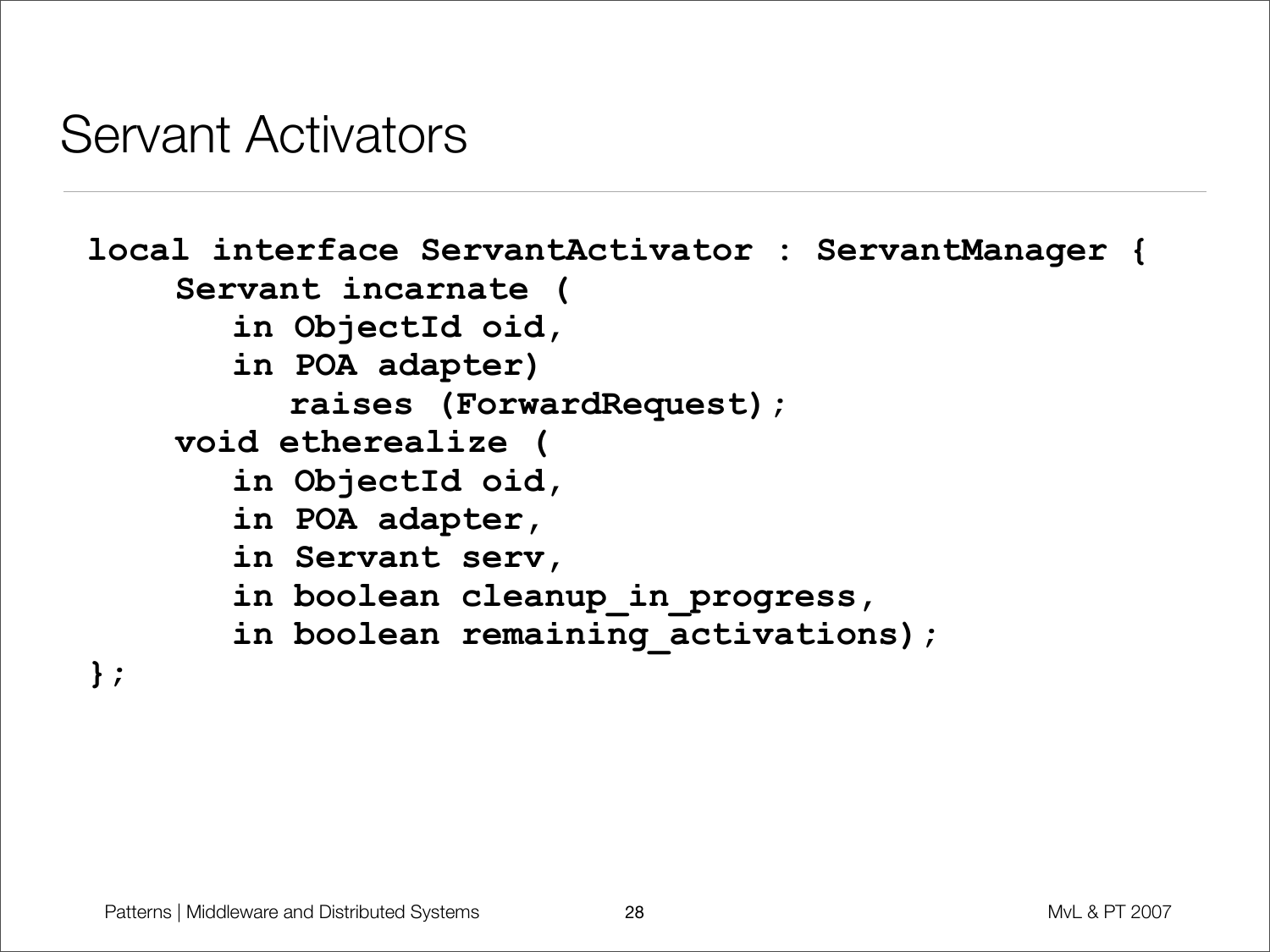# Servant Activators

```
local interface ServantActivator : ServantManager {
    Servant incarnate (
       in ObjectId oid,
       in POA adapter)
          raises (ForwardRequest);
    void etherealize (
       in ObjectId oid,
       in POA adapter,
       in Servant serv,
       in boolean cleanup_in_progress,
       in boolean remaining_activations);
};
```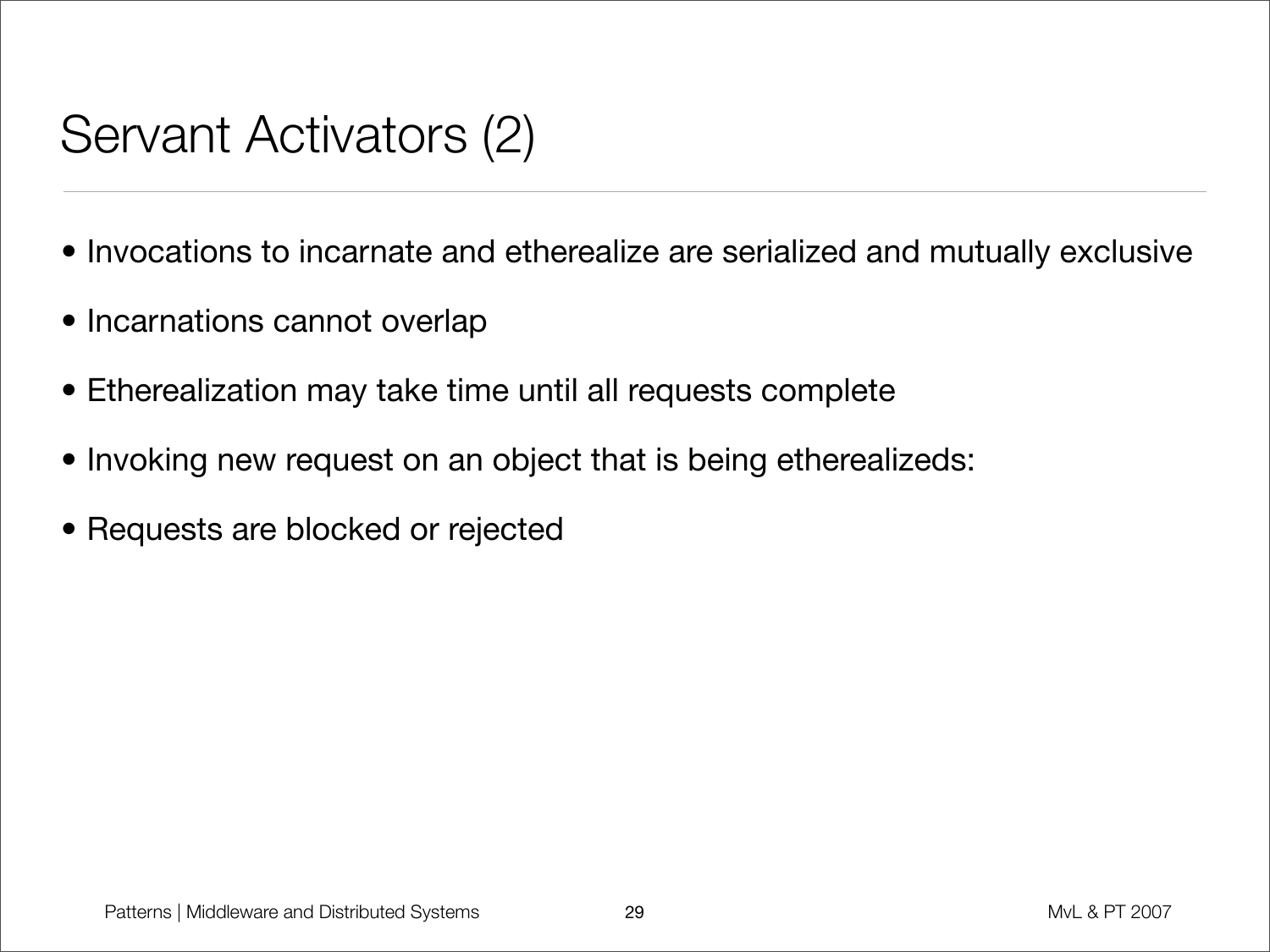# Servant Activators (2)

- Invocations to incarnate and etherealize are serialized and mutually exclusive
- Incarnations cannot overlap
- Etherealization may take time until all requests complete
- Invoking new request on an object that is being etherealizeds:
- Requests are blocked or rejected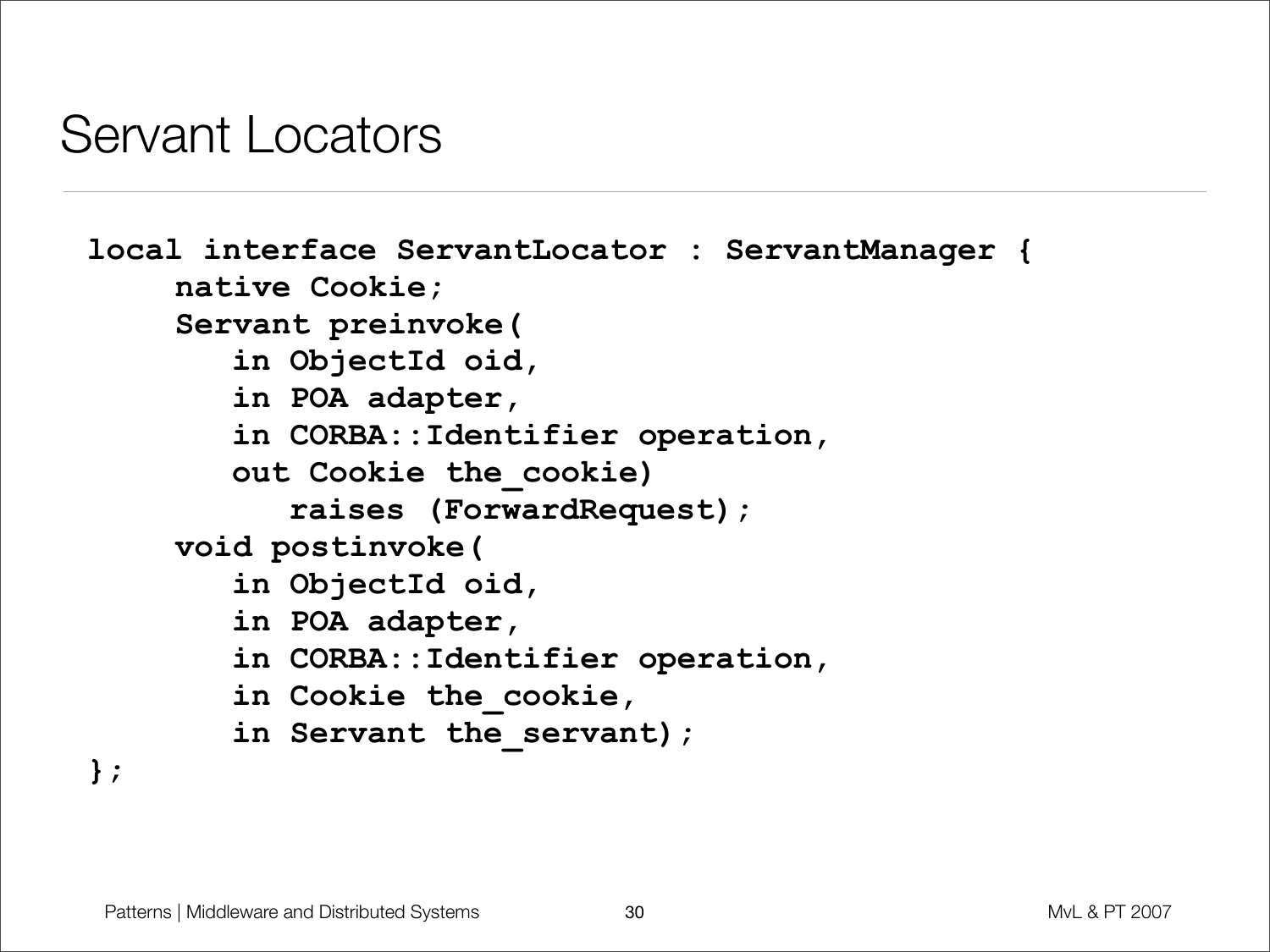# Servant Locators

```
local interface ServantLocator : ServantManager {
     native Cookie;
     Servant preinvoke(
        in ObjectId oid,
        in POA adapter,
        in CORBA::Identifier operation,
        out Cookie the_cookie)
           raises (ForwardRequest);
     void postinvoke(
        in ObjectId oid,
        in POA adapter,
        in CORBA::Identifier operation,
        in Cookie the_cookie,
        in Servant the_servant);
};
```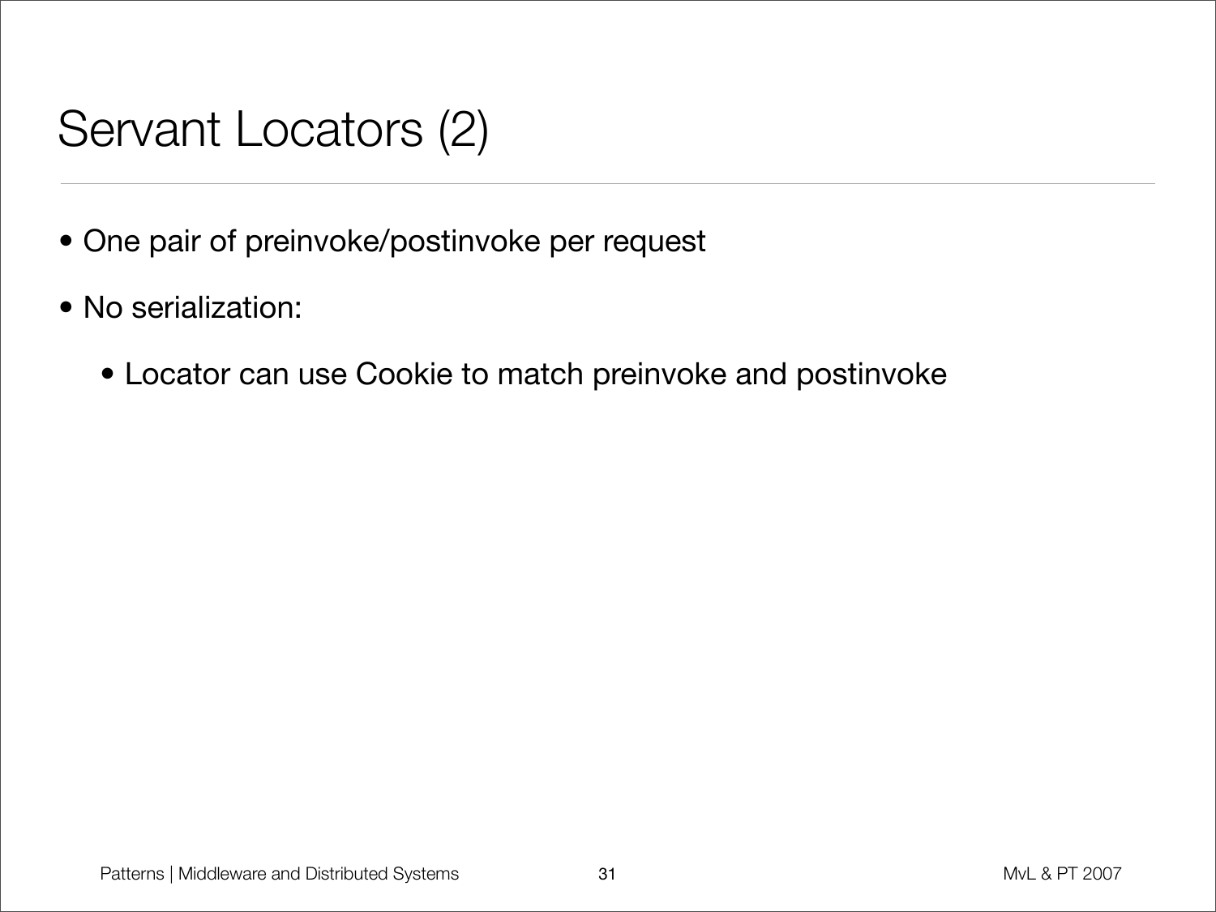# Servant Locators (2)

- One pair of preinvoke/postinvoke per request
- No serialization:
  - Locator can use Cookie to match preinvoke and postinvoke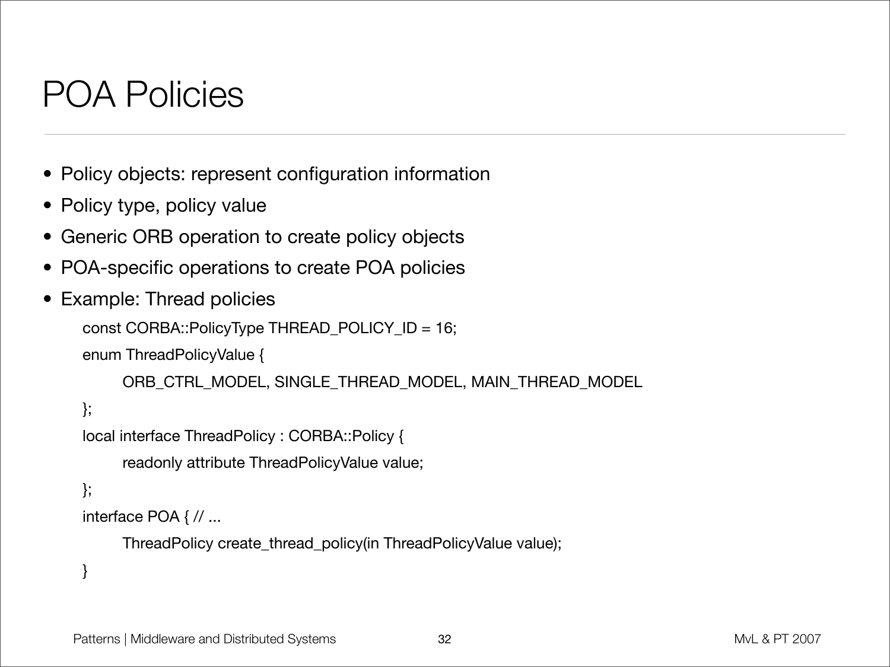# POA Policies

- Policy objects: represent configuration information
- Policy type, policy value
- Generic ORB operation to create policy objects
- POA-specific operations to create POA policies
- Example: Thread policies

```
const CORBA::PolicyType THREAD_POLICY_ID = 16;
enum ThreadPolicyValue {
    ORB_CTRL_MODEL, SINGLE_THREAD_MODEL, MAIN_THREAD_MODEL
};
local interface ThreadPolicy : CORBA::Policy {
    readonly attribute ThreadPolicyValue value;
};
interface POA { // ...
    ThreadPolicy create_thread_policy(in ThreadPolicyValue value);
}
```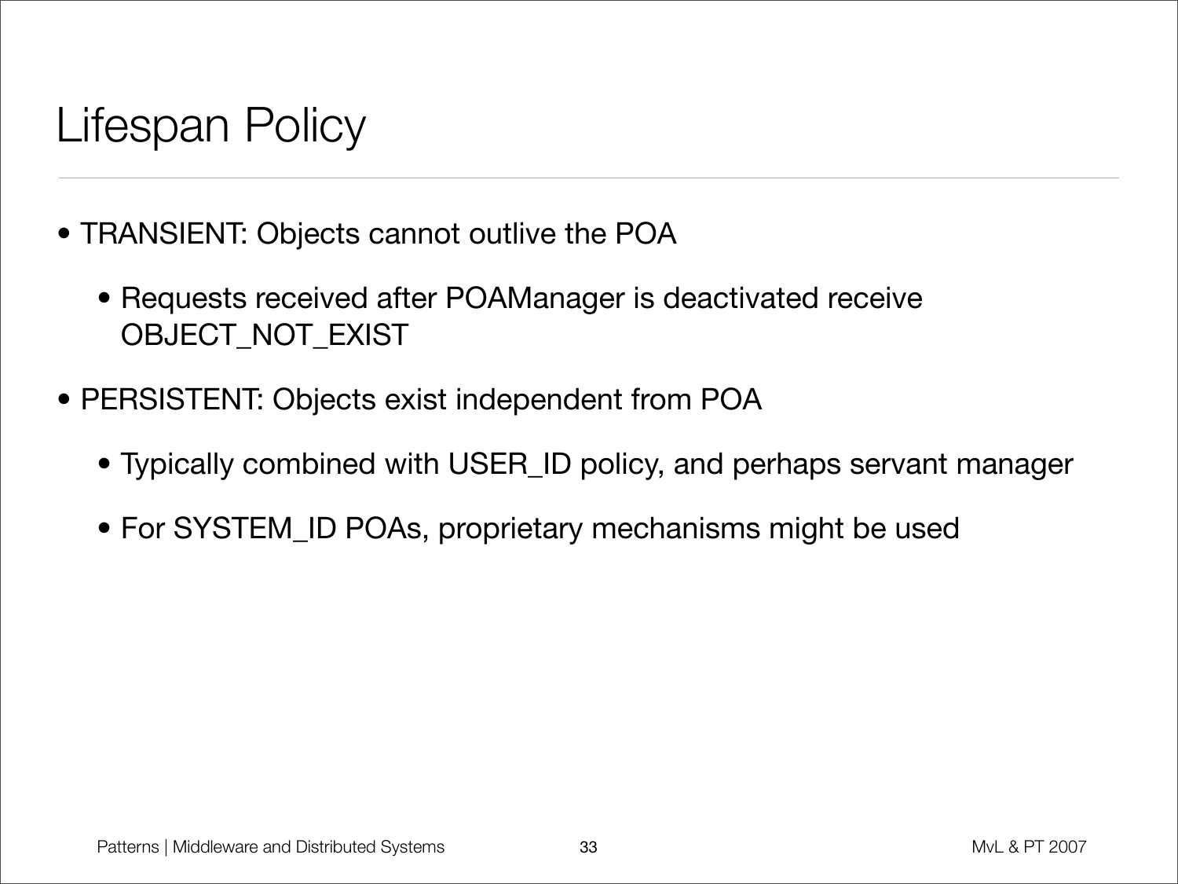# Lifespan Policy

- TRANSIENT: Objects cannot outlive the POA
  - Requests received after POAManager is deactivated receive OBJECT_NOT_EXIST
- PERSISTENT: Objects exist independent from POA
  - Typically combined with USER_ID policy, and perhaps servant manager
  - For SYSTEM_ID POAs, proprietary mechanisms might be used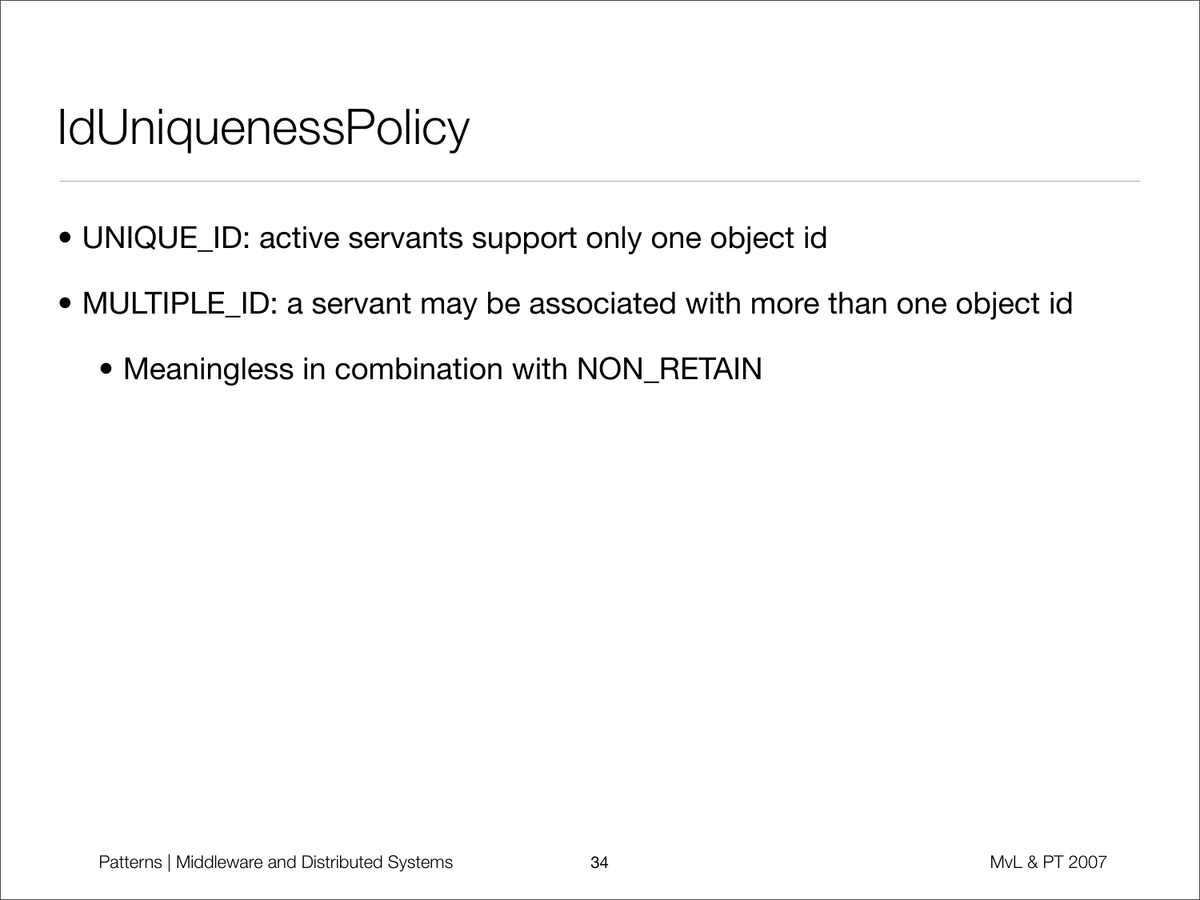# IdUniquenessPolicy

- UNIQUE_ID: active servants support only one object id
- MULTIPLE_ID: a servant may be associated with more than one object id
  - Meaningless in combination with NON_RETAIN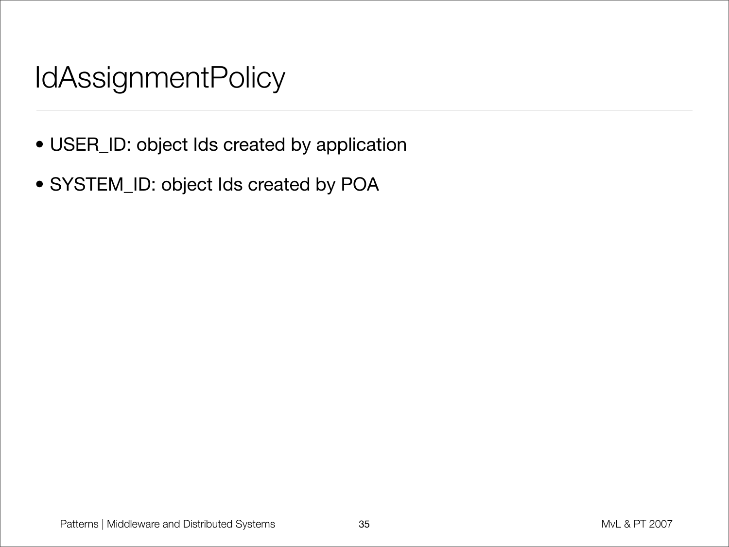# IdAssignmentPolicy

- USER_ID: object Ids created by application
- SYSTEM_ID: object Ids created by POA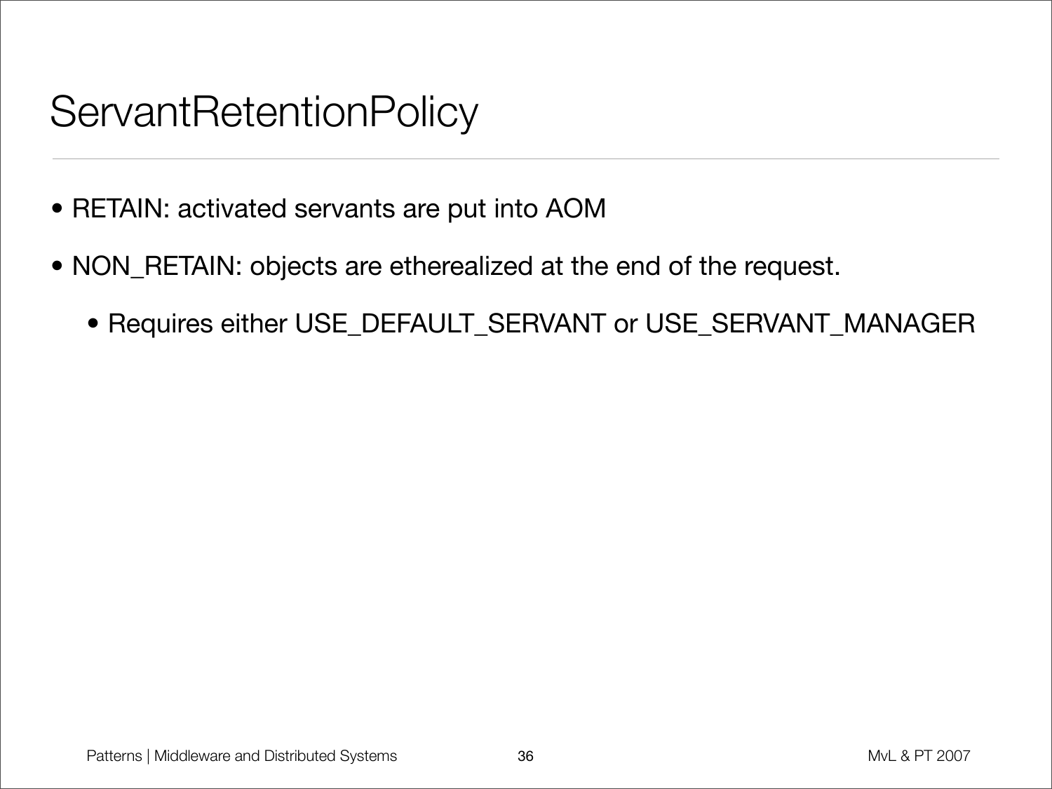# ServantRetentionPolicy

- RETAIN: activated servants are put into AOM
- NON_RETAIN: objects are etherealized at the end of the request.
  - Requires either USE_DEFAULT_SERVANT or USE_SERVANT_MANAGER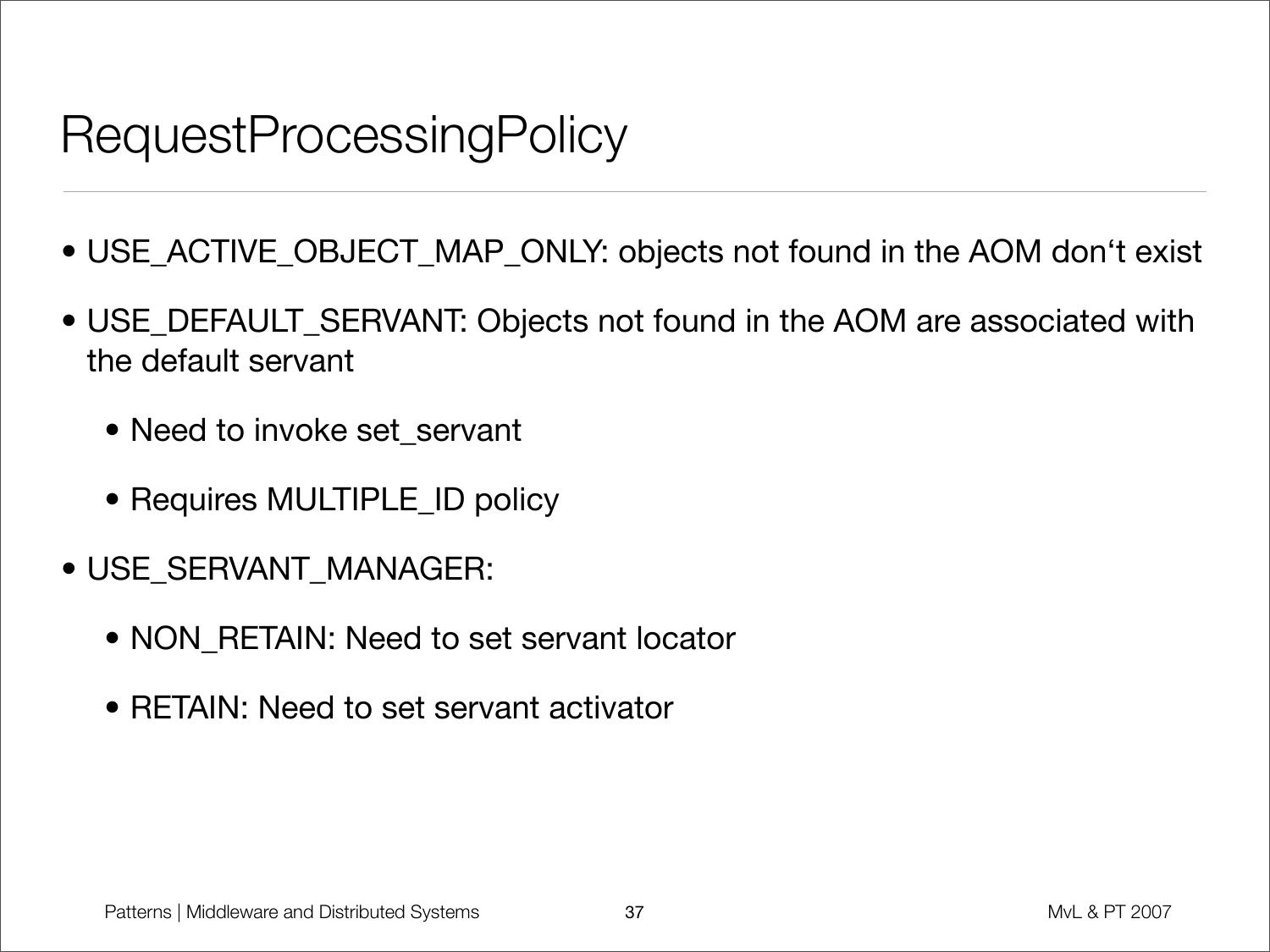# RequestProcessingPolicy

- USE_ACTIVE_OBJECT_MAP_ONLY: objects not found in the AOM don‘t exist
- USE_DEFAULT_SERVANT: Objects not found in the AOM are associated with the default servant
  - Need to invoke set_servant
  - Requires MULTIPLE_ID policy
- USE_SERVANT_MANAGER:
  - NON_RETAIN: Need to set servant locator
  - RETAIN: Need to set servant activator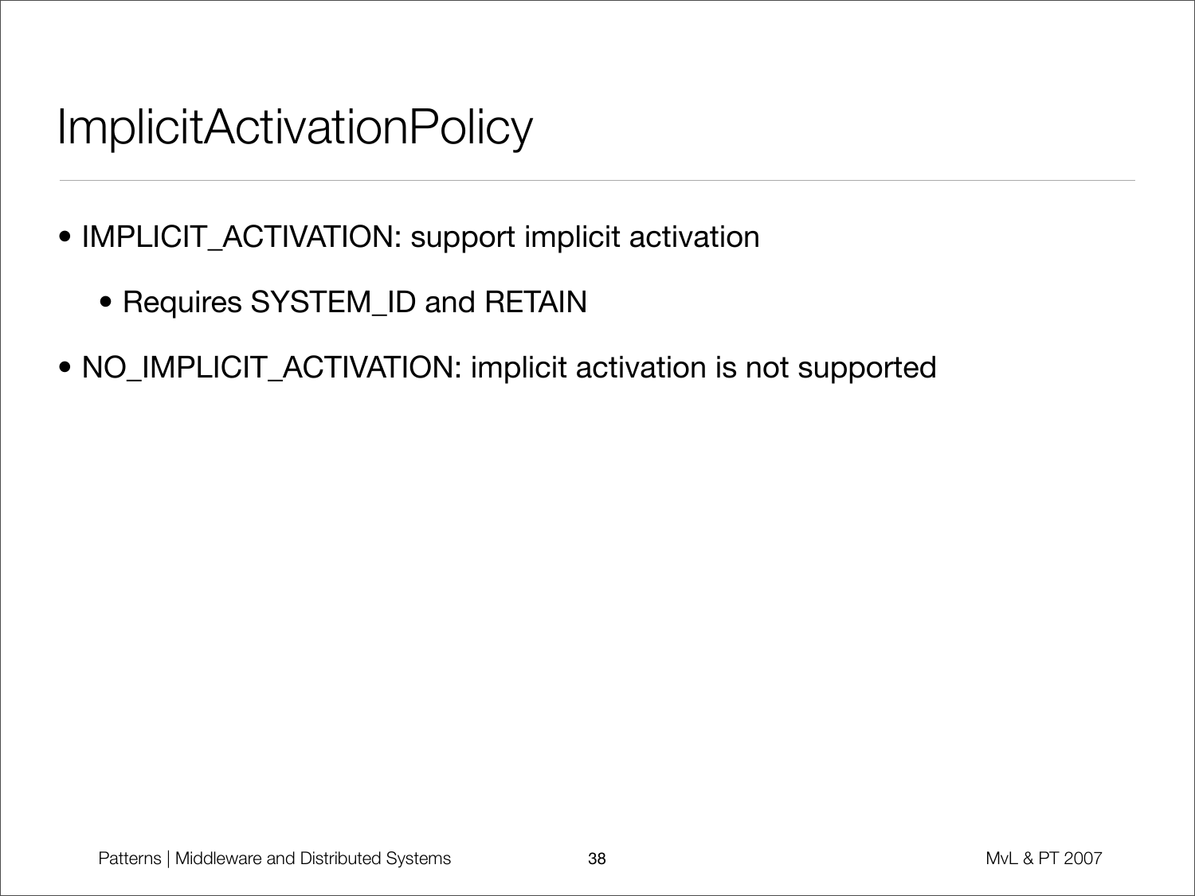# ImplicitActivationPolicy

- IMPLICIT_ACTIVATION: support implicit activation
  - Requires SYSTEM_ID and RETAIN
- NO_IMPLICIT_ACTIVATION: implicit activation is not supported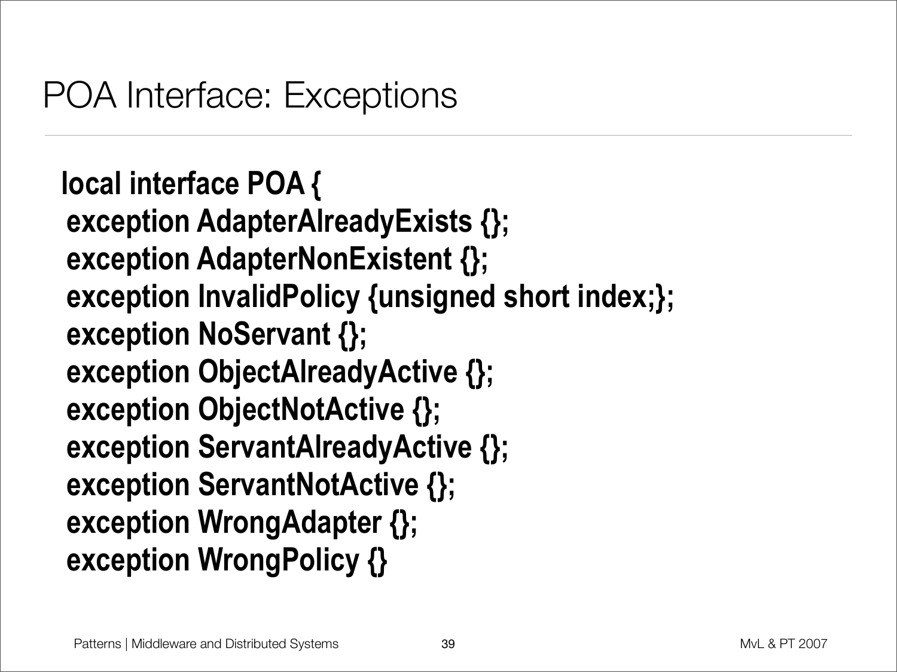# POA Interface: Exceptions

```
local interface POA {
 exception AdapterAlreadyExists {};
 exception AdapterNonExistent {};
 exception InvalidPolicy {unsigned short index;};
 exception NoServant {};
 exception ObjectAlreadyActive {};
 exception ObjectNotActive {};
 exception ServantAlreadyActive {};
 exception ServantNotActive {};
 exception WrongAdapter {};
 exception WrongPolicy {}
```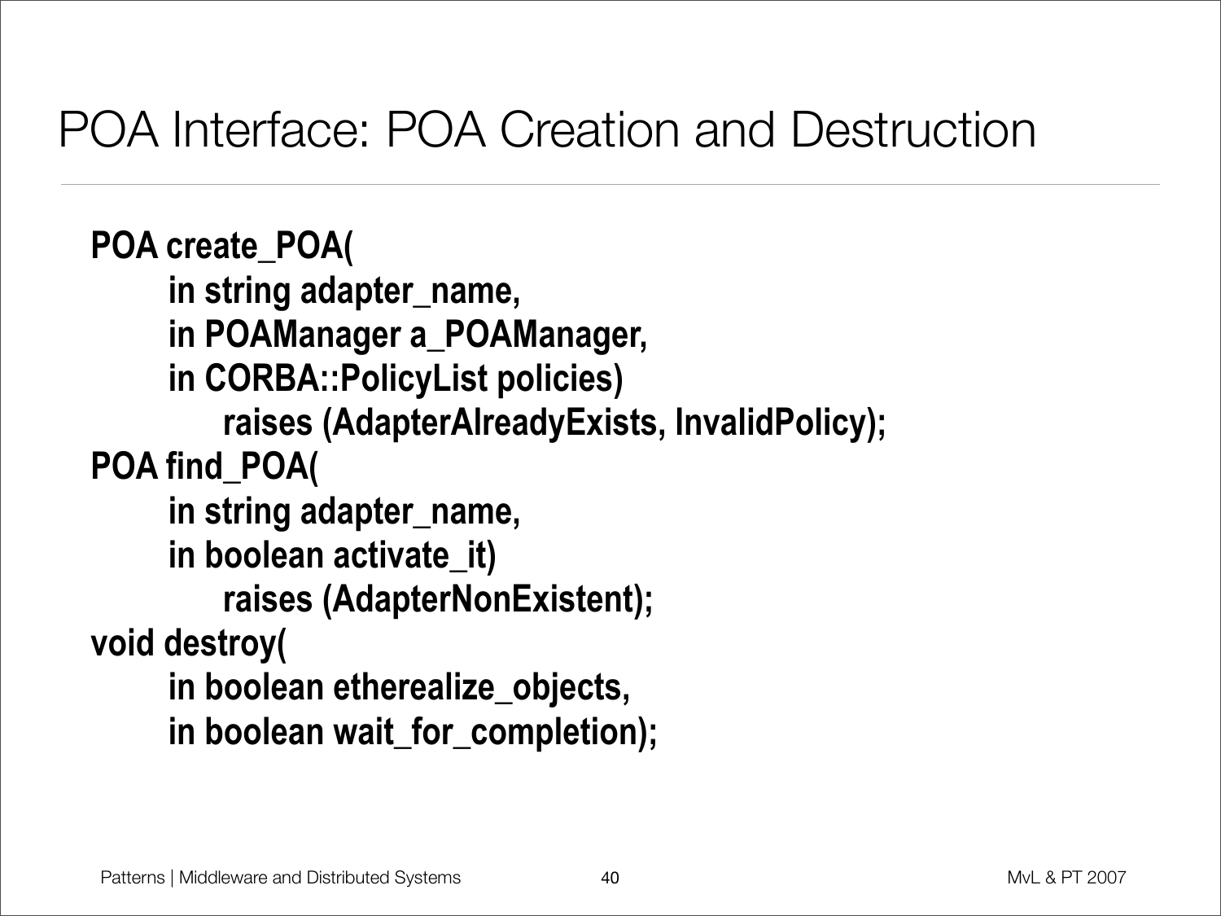# POA Interface: POA Creation and Destruction

```
POA create_POA(
      in string adapter_name,
      in POAManager a_POAManager,
      in CORBA::PolicyList policies)
          raises (AdapterAlreadyExists, InvalidPolicy);
POA find_POA(
      in string adapter_name,
      in boolean activate_it)
          raises (AdapterNonExistent);
void destroy(
      in boolean etherealize_objects,
      in boolean wait_for_completion);
```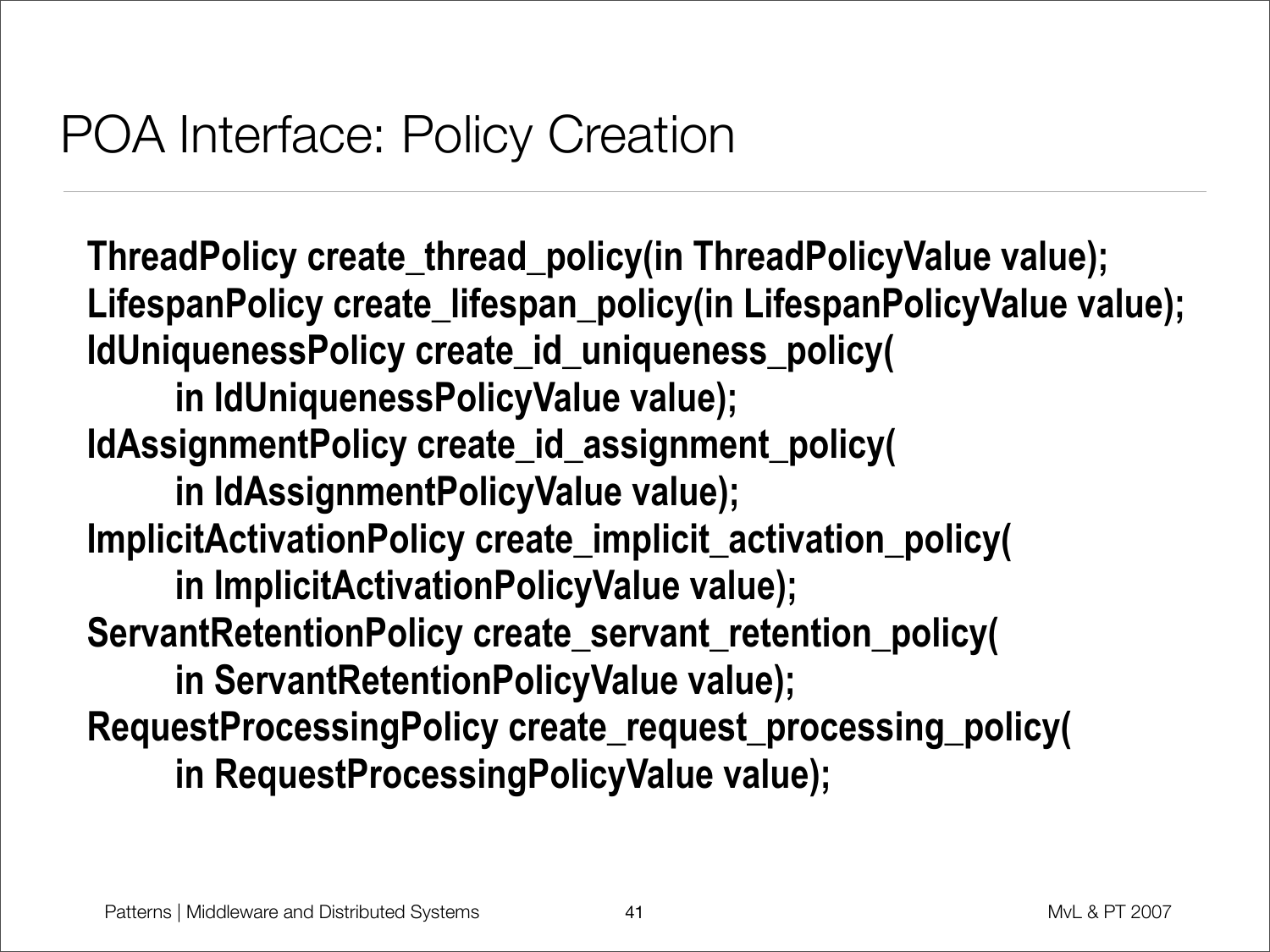# POA Interface: Policy Creation

```
ThreadPolicy create_thread_policy(in ThreadPolicyValue value);
LifespanPolicy create_lifespan_policy(in LifespanPolicyValue value);
IdUniquenessPolicy create_id_uniqueness_policy(
        in IdUniquenessPolicyValue value);
IdAssignmentPolicy create_id_assignment_policy(
        in IdAssignmentPolicyValue value);
ImplicitActivationPolicy create_implicit_activation_policy(
        in ImplicitActivationPolicyValue value);
ServantRetentionPolicy create_servant_retention_policy(
        in ServantRetentionPolicyValue value);
RequestProcessingPolicy create_request_processing_policy(
        in RequestProcessingPolicyValue value);
```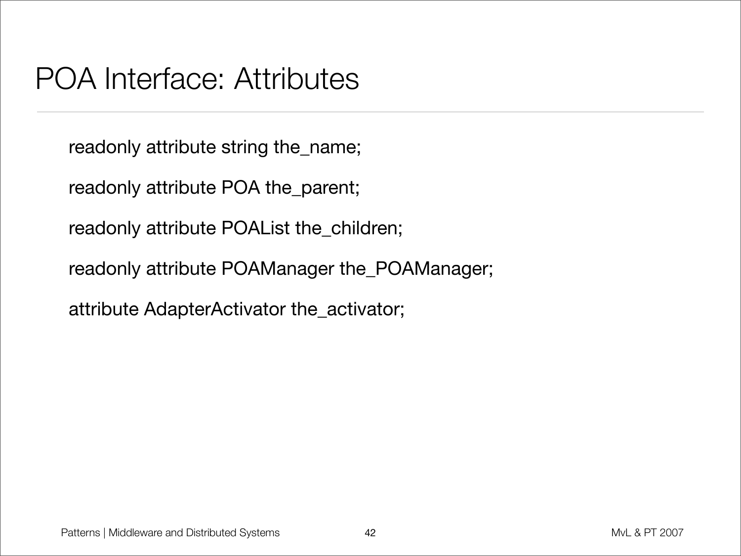# POA Interface: Attributes

readonly attribute string the_name;

readonly attribute POA the_parent;

readonly attribute POAList the_children;

readonly attribute POAManager the_POAManager;

attribute AdapterActivator the_activator;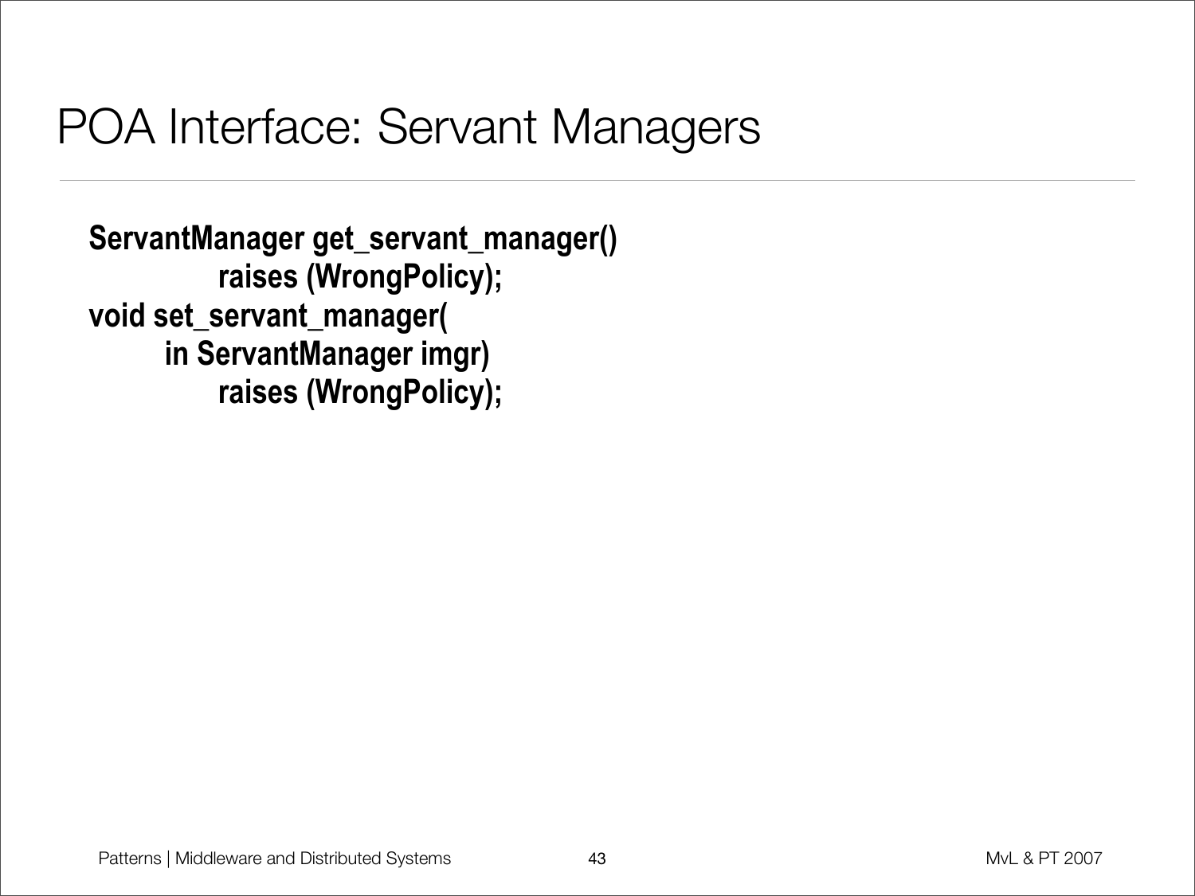# POA Interface: Servant Managers

```
ServantManager get_servant_manager()
          raises (WrongPolicy);
void set_servant_manager(
      in ServantManager imgr)
          raises (WrongPolicy);
```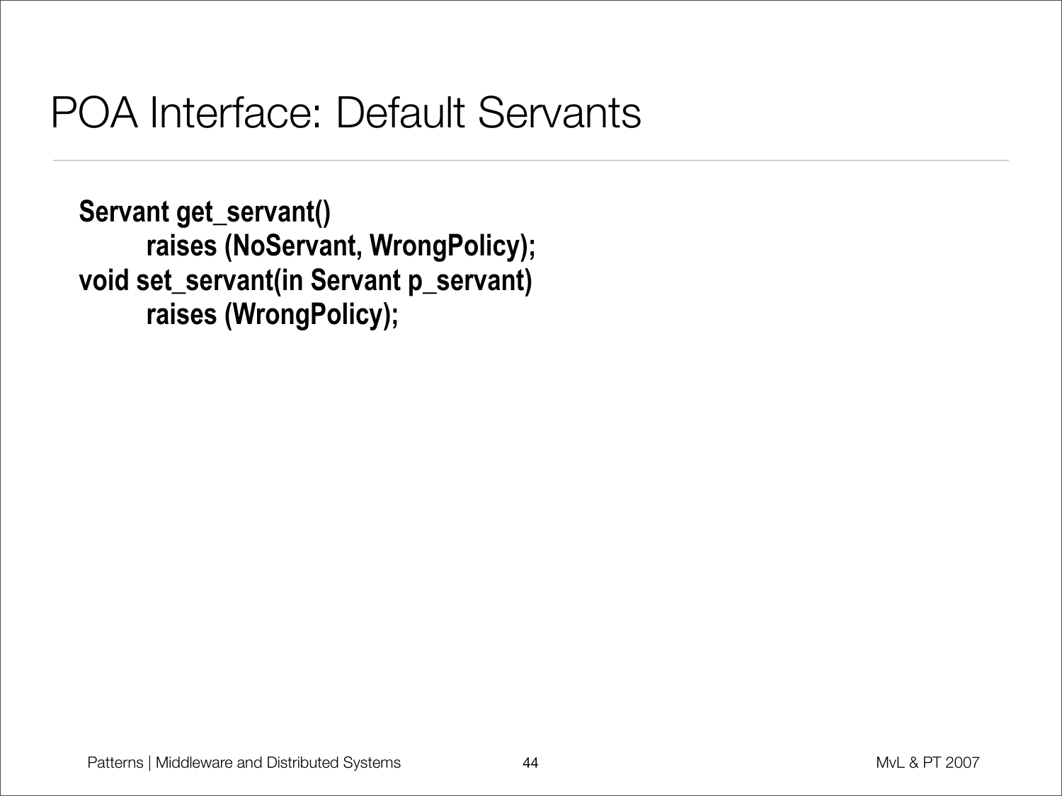# POA Interface: Default Servants

```
Servant get_servant()
      raises (NoServant, WrongPolicy);
void set_servant(in Servant p_servant)
      raises (WrongPolicy);
```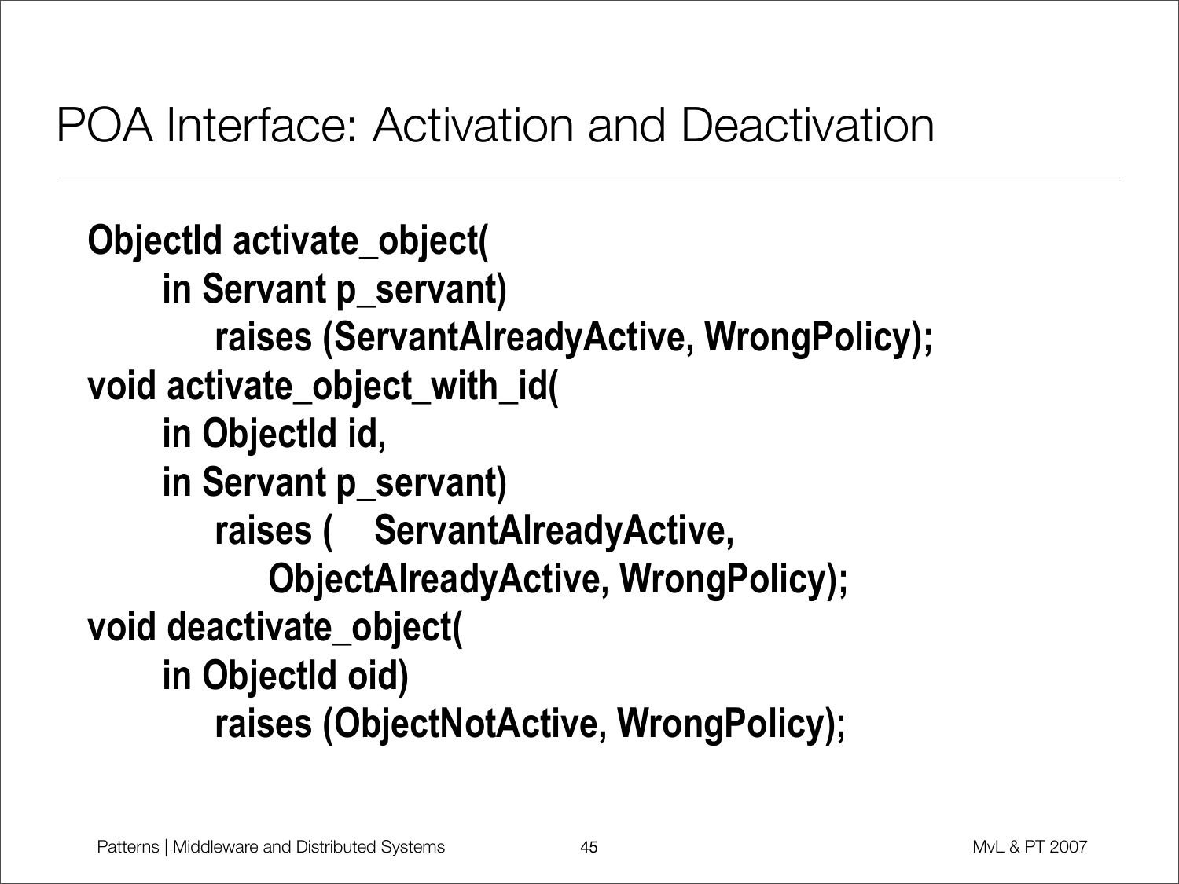# POA Interface: Activation and Deactivation

```
ObjectId activate_object(
    in Servant p_servant)
        raises (ServantAlreadyActive, WrongPolicy);
void activate_object_with_id(
    in ObjectId id,
    in Servant p_servant)
        raises (    ServantAlreadyActive,
            ObjectAlreadyActive, WrongPolicy);
void deactivate_object(
    in ObjectId oid)
        raises (ObjectNotActive, WrongPolicy);
```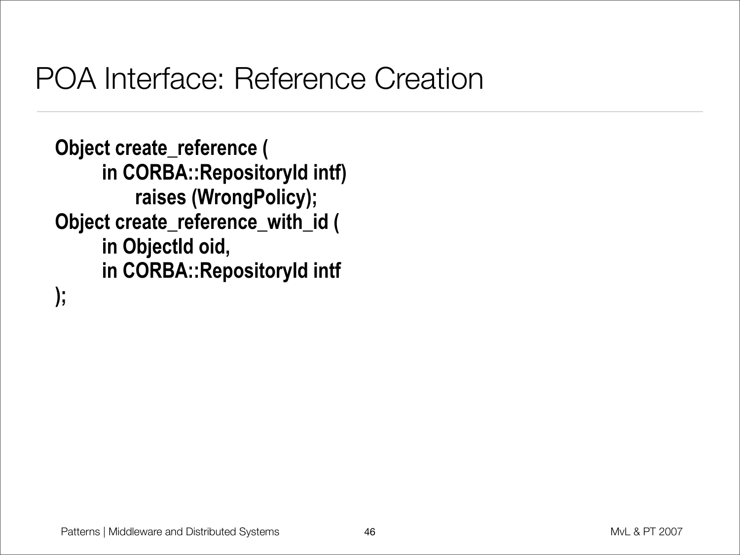# POA Interface: Reference Creation

```
Object create_reference (
      in CORBA::RepositoryId intf)
          raises (WrongPolicy);
Object create_reference_with_id (
      in ObjectId oid,
      in CORBA::RepositoryId intf
);
```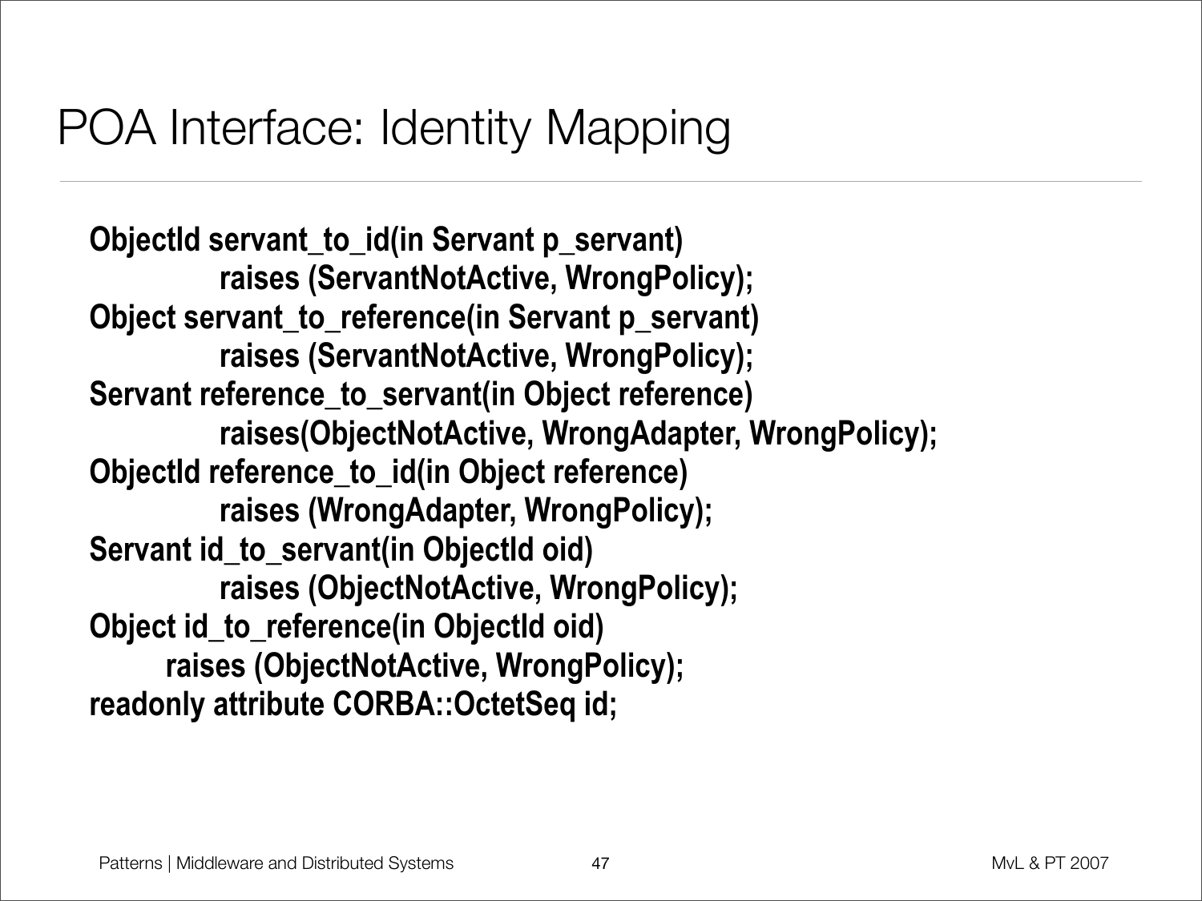# POA Interface: Identity Mapping

```
ObjectId servant_to_id(in Servant p_servant)
            raises (ServantNotActive, WrongPolicy);
Object servant_to_reference(in Servant p_servant)
            raises (ServantNotActive, WrongPolicy);
Servant reference_to_servant(in Object reference)
            raises(ObjectNotActive, WrongAdapter, WrongPolicy);
ObjectId reference_to_id(in Object reference)
            raises (WrongAdapter, WrongPolicy);
Servant id_to_servant(in ObjectId oid)
            raises (ObjectNotActive, WrongPolicy);
Object id_to_reference(in ObjectId oid)
        raises (ObjectNotActive, WrongPolicy);
readonly attribute CORBA::OctetSeq id;
```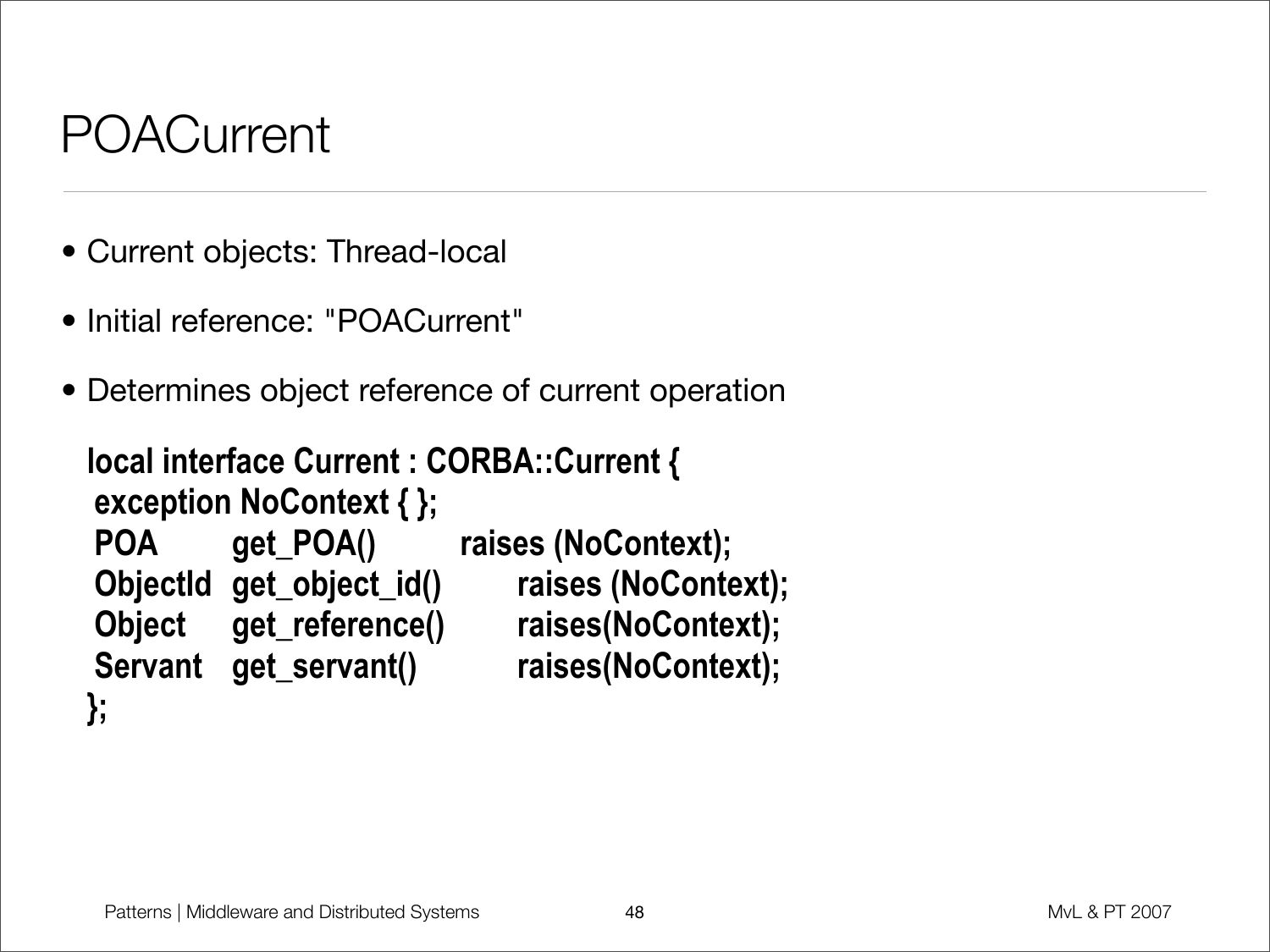# POACurrent

- Current objects: Thread-local
- Initial reference: "POACurrent"
- Determines object reference of current operation

```
local interface Current : CORBA::Current {
 exception NoContext { };
 POA        get_POA()           raises (NoContext);
 ObjectId   get_object_id()     raises (NoContext);
 Object     get_reference()     raises(NoContext);
 Servant    get_servant()       raises(NoContext);
};
```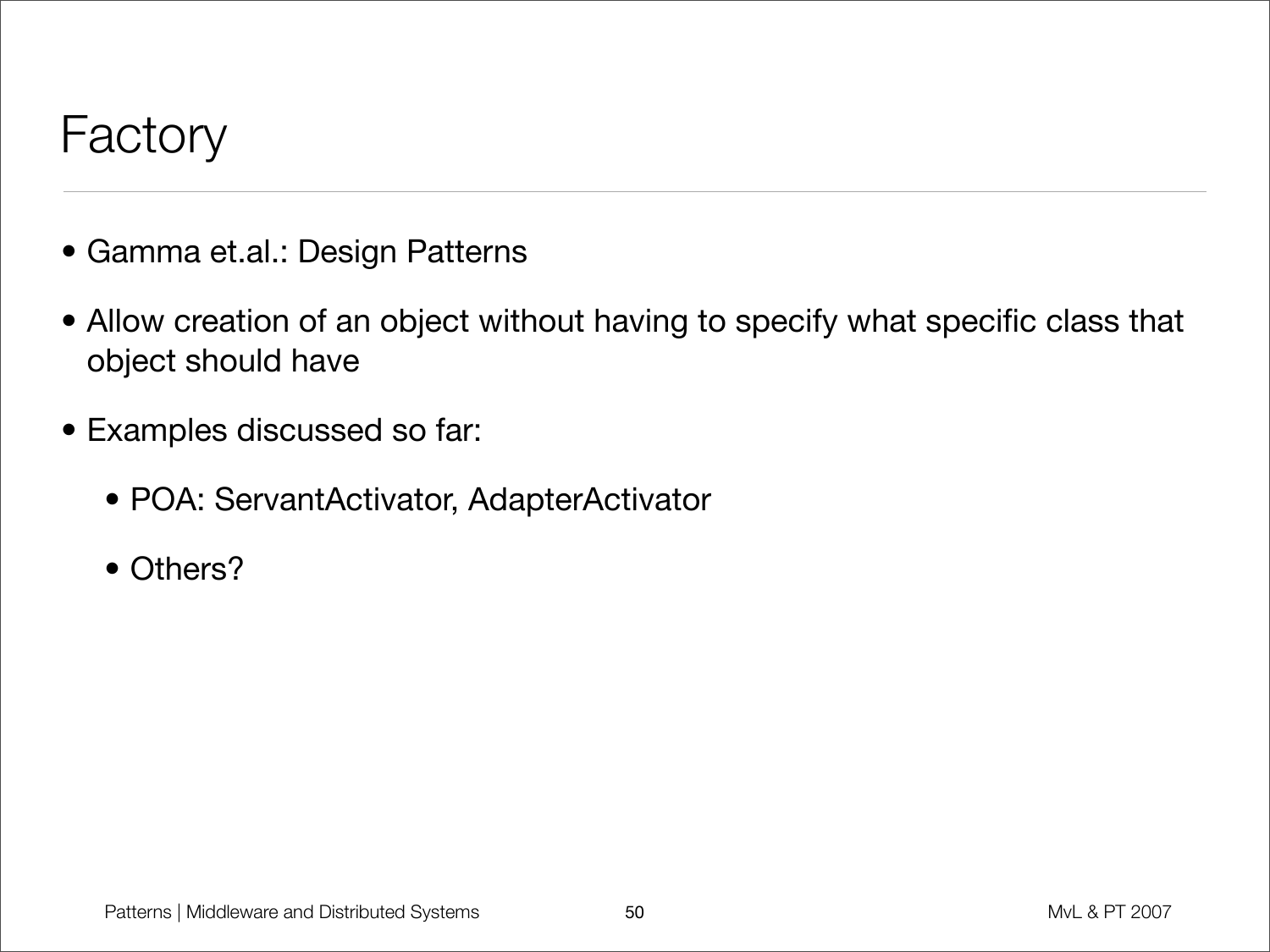# Factory

- Gamma et.al.: Design Patterns
- Allow creation of an object without having to specify what specific class that object should have
- Examples discussed so far:
  - POA: ServantActivator, AdapterActivator
  - Others?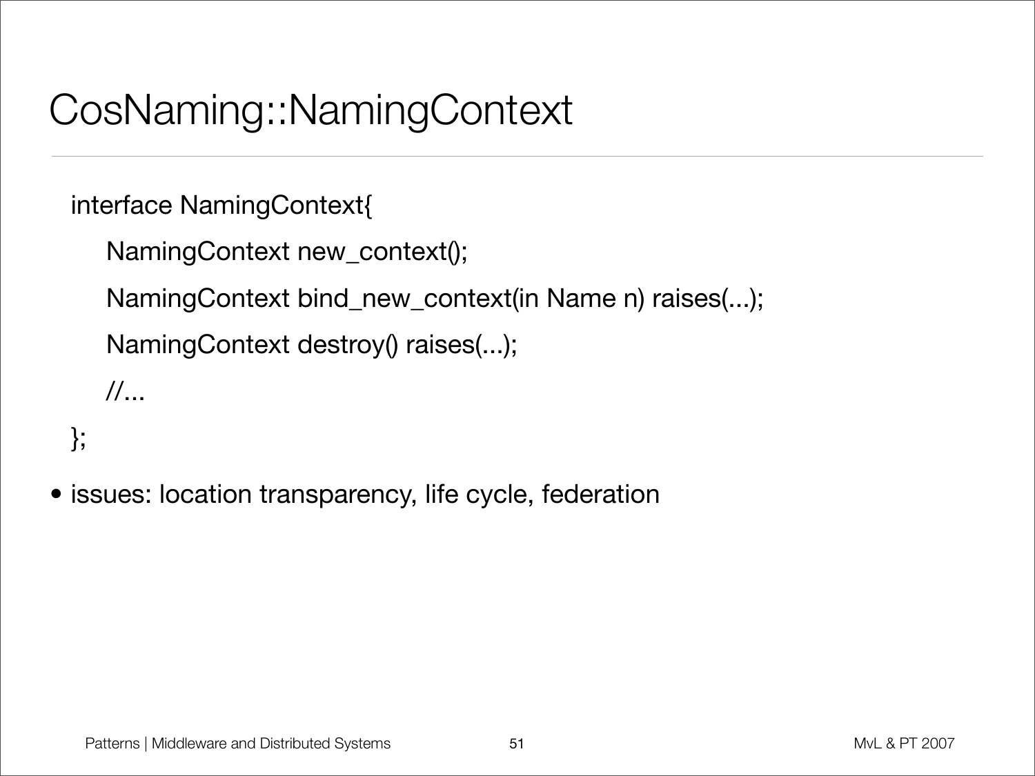# CosNaming::NamingContext

```
interface NamingContext{
    NamingContext new_context();
    NamingContext bind_new_context(in Name n) raises(...);
    NamingContext destroy() raises(...);
    //...
};
```

- issues: location transparency, life cycle, federation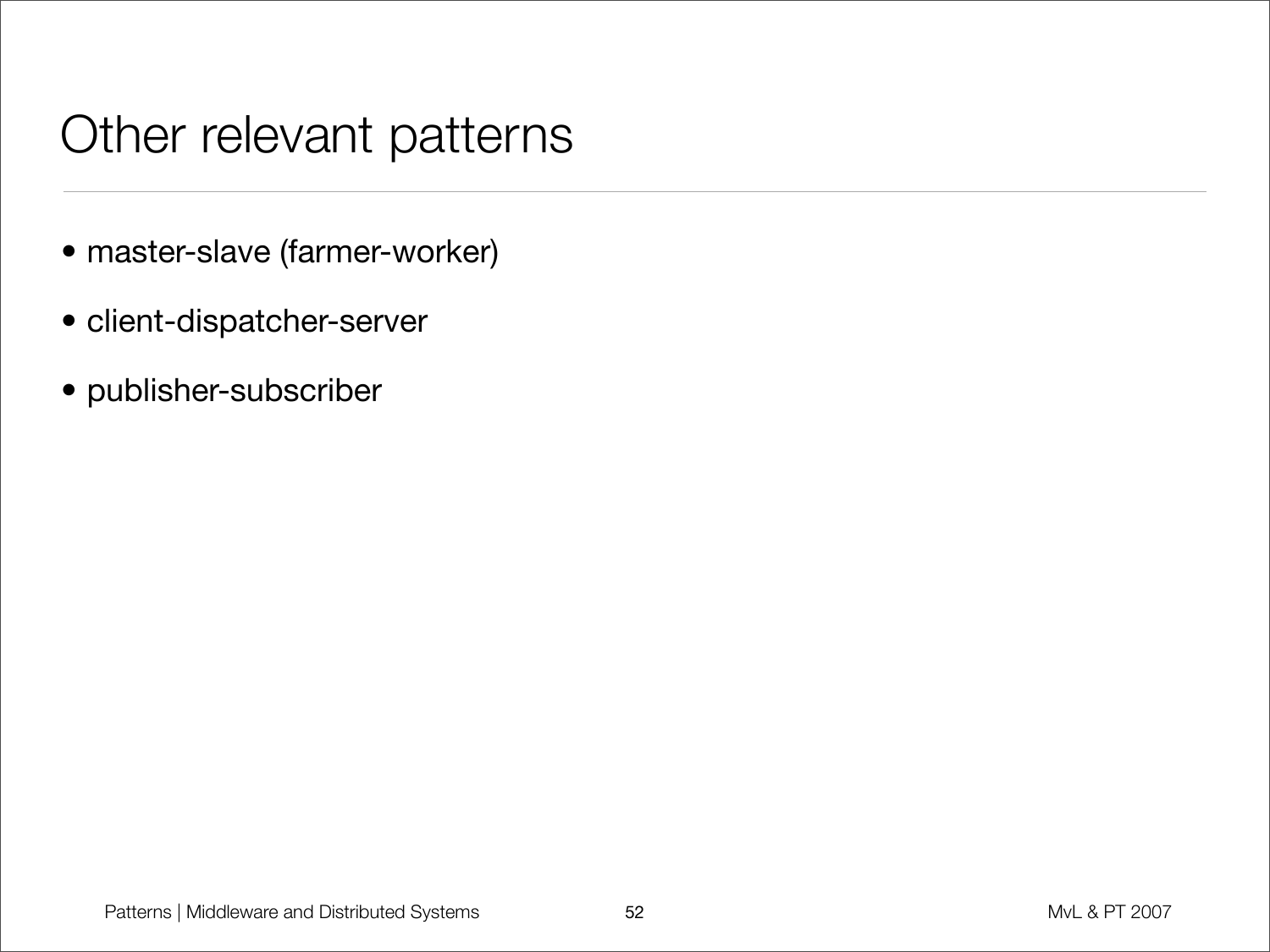# Other relevant patterns

- master-slave (farmer-worker)
- client-dispatcher-server
- publisher-subscriber